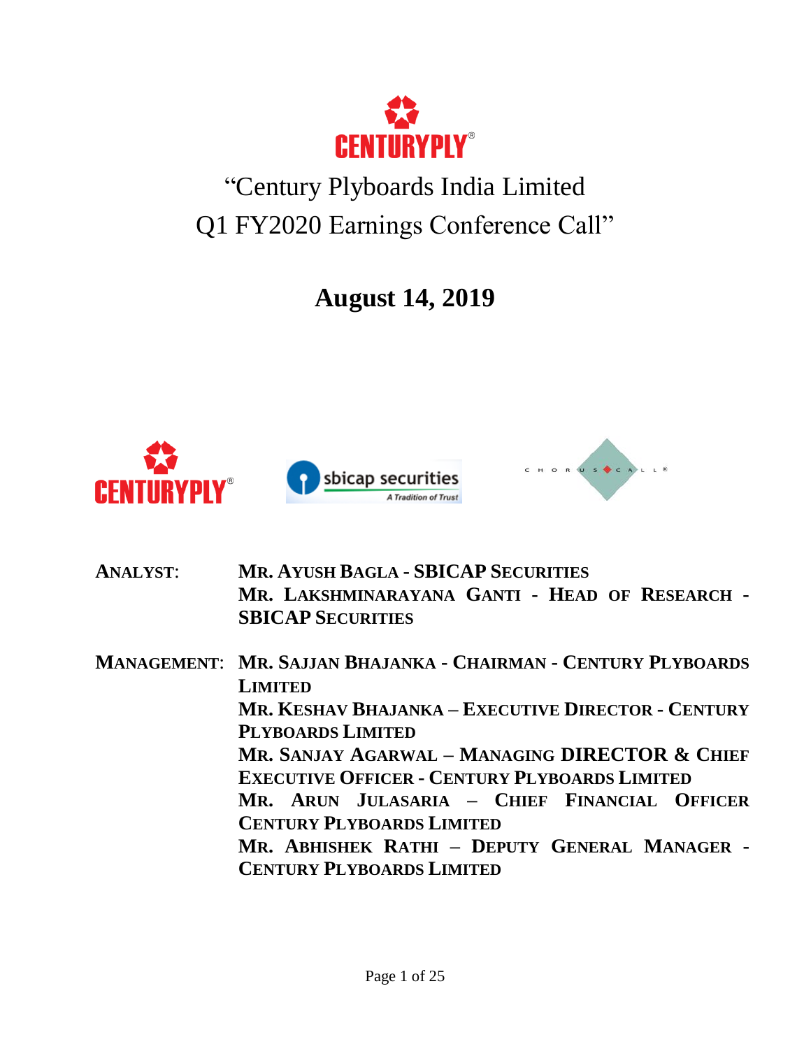# "Century Plyboards India Limited Q1 FY2020 Earnings Conference Call"

## August 14, 2019

**ANALYST:** **MR. AYUSH BAGLA - SBICAP SECURITIES**
**MR. LAKSHMINARAYANA GANTI - HEAD OF RESEARCH - SBICAP SECURITIES**

**MANAGEMENT:** **MR. SAJJAN BHAJANKA - CHAIRMAN - CENTURY PLYBOARDS LIMITED**
**MR. KESHAV BHAJANKA – EXECUTIVE DIRECTOR - CENTURY PLYBOARDS LIMITED**
**MR. SANJAY AGARWAL – MANAGING DIRECTOR & CHIEF EXECUTIVE OFFICER - CENTURY PLYBOARDS LIMITED**
**MR. ARUN JULASARIA – CHIEF FINANCIAL OFFICER CENTURY PLYBOARDS LIMITED**
**MR. ABHISHEK RATHI – DEPUTY GENERAL MANAGER - CENTURY PLYBOARDS LIMITED**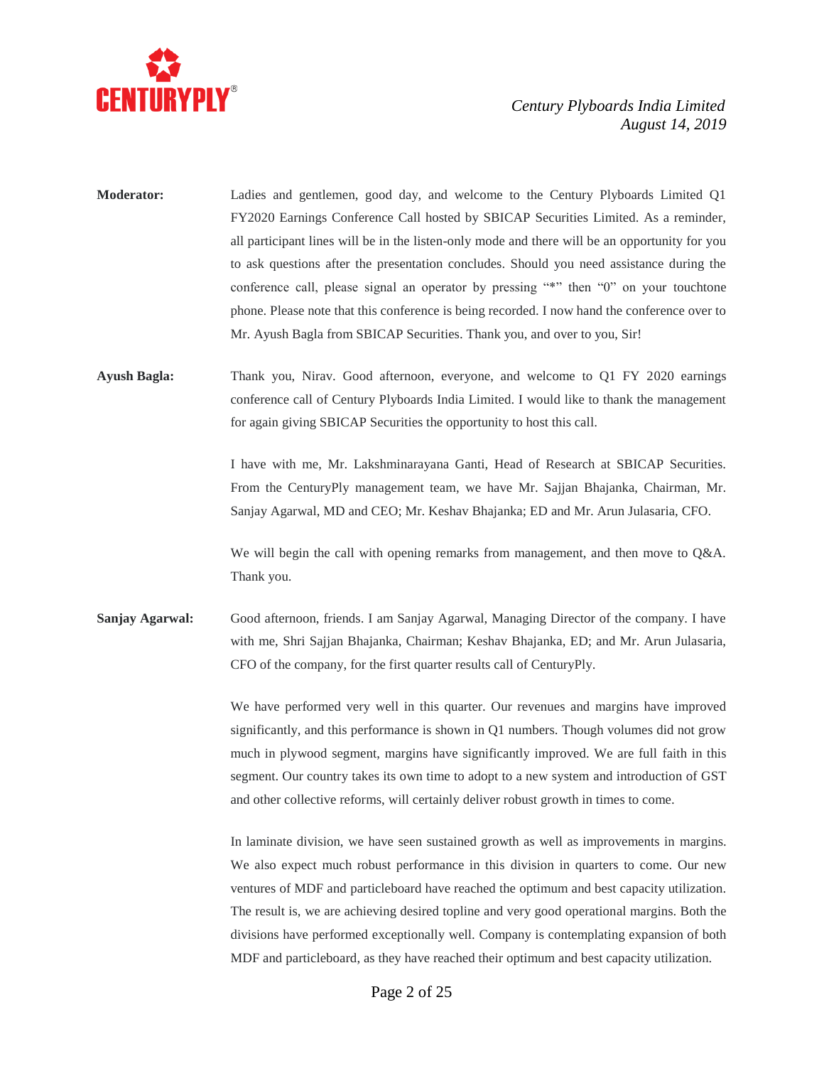**Moderator:** Ladies and gentlemen, good day, and welcome to the Century Plyboards Limited Q1 FY2020 Earnings Conference Call hosted by SBICAP Securities Limited. As a reminder, all participant lines will be in the listen-only mode and there will be an opportunity for you to ask questions after the presentation concludes. Should you need assistance during the conference call, please signal an operator by pressing "*" then "0" on your touchtone phone. Please note that this conference is being recorded. I now hand the conference over to Mr. Ayush Bagla from SBICAP Securities. Thank you, and over to you, Sir!

**Ayush Bagla:** Thank you, Nirav. Good afternoon, everyone, and welcome to Q1 FY 2020 earnings conference call of Century Plyboards India Limited. I would like to thank the management for again giving SBICAP Securities the opportunity to host this call.

I have with me, Mr. Lakshminarayana Ganti, Head of Research at SBICAP Securities. From the CenturyPly management team, we have Mr. Sajjan Bhajanka, Chairman, Mr. Sanjay Agarwal, MD and CEO; Mr. Keshav Bhajanka; ED and Mr. Arun Julasaria, CFO.

We will begin the call with opening remarks from management, and then move to Q&A. Thank you.

**Sanjay Agarwal:** Good afternoon, friends. I am Sanjay Agarwal, Managing Director of the company. I have with me, Shri Sajjan Bhajanka, Chairman; Keshav Bhajanka, ED; and Mr. Arun Julasaria, CFO of the company, for the first quarter results call of CenturyPly.

We have performed very well in this quarter. Our revenues and margins have improved significantly, and this performance is shown in Q1 numbers. Though volumes did not grow much in plywood segment, margins have significantly improved. We are full faith in this segment. Our country takes its own time to adopt to a new system and introduction of GST and other collective reforms, will certainly deliver robust growth in times to come.

In laminate division, we have seen sustained growth as well as improvements in margins. We also expect much robust performance in this division in quarters to come. Our new ventures of MDF and particleboard have reached the optimum and best capacity utilization. The result is, we are achieving desired topline and very good operational margins. Both the divisions have performed exceptionally well. Company is contemplating expansion of both MDF and particleboard, as they have reached their optimum and best capacity utilization.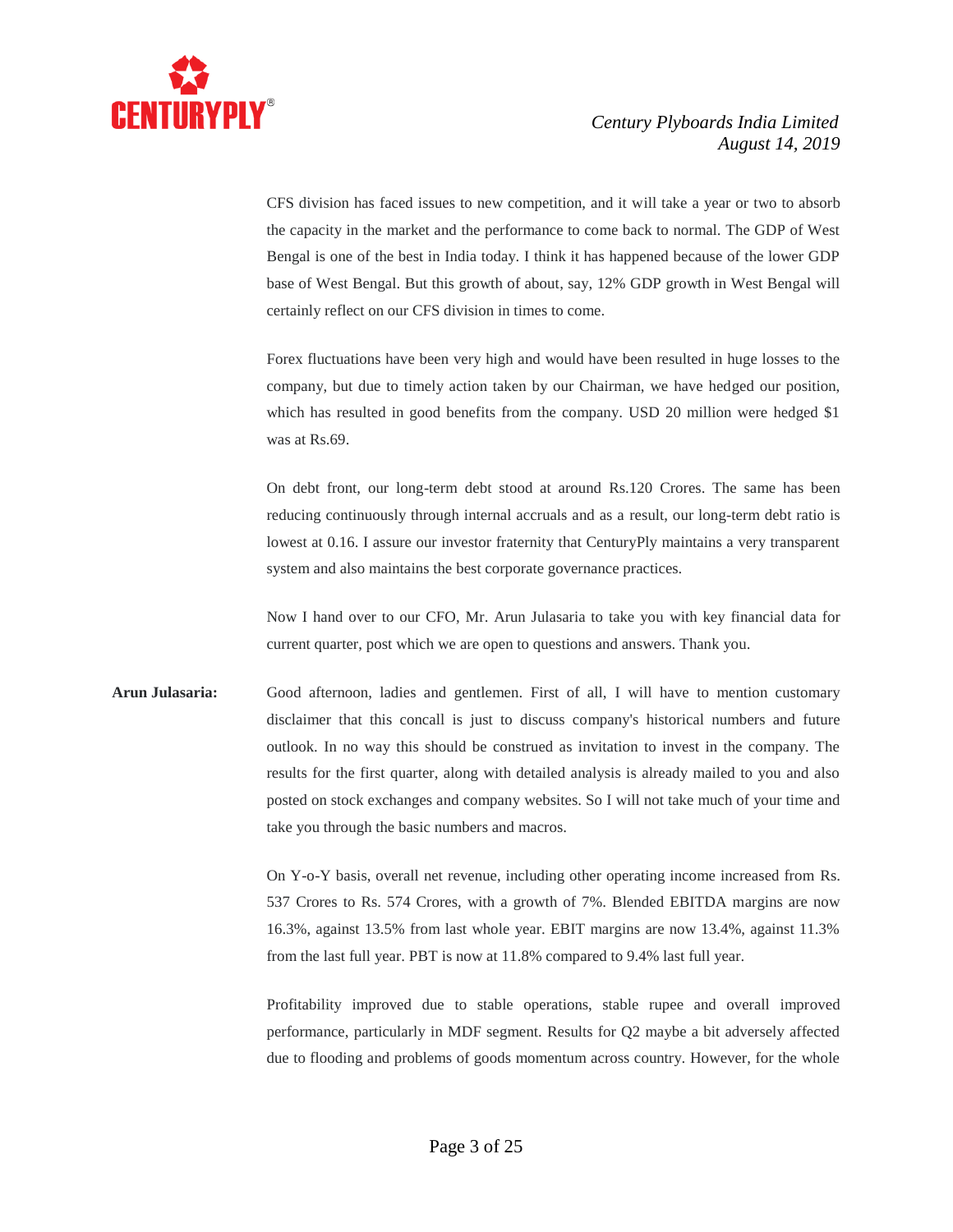CFS division has faced issues to new competition, and it will take a year or two to absorb the capacity in the market and the performance to come back to normal. The GDP of West Bengal is one of the best in India today. I think it has happened because of the lower GDP base of West Bengal. But this growth of about, say, 12% GDP growth in West Bengal will certainly reflect on our CFS division in times to come.

Forex fluctuations have been very high and would have been resulted in huge losses to the company, but due to timely action taken by our Chairman, we have hedged our position, which has resulted in good benefits from the company. USD 20 million were hedged $1 was at Rs.69.

On debt front, our long-term debt stood at around Rs.120 Crores. The same has been reducing continuously through internal accruals and as a result, our long-term debt ratio is lowest at 0.16. I assure our investor fraternity that CenturyPly maintains a very transparent system and also maintains the best corporate governance practices.

Now I hand over to our CFO, Mr. Arun Julasaria to take you with key financial data for current quarter, post which we are open to questions and answers. Thank you.

**Arun Julasaria:** Good afternoon, ladies and gentlemen. First of all, I will have to mention customary disclaimer that this concall is just to discuss company's historical numbers and future outlook. In no way this should be construed as invitation to invest in the company. The results for the first quarter, along with detailed analysis is already mailed to you and also posted on stock exchanges and company websites. So I will not take much of your time and take you through the basic numbers and macros.

On Y-o-Y basis, overall net revenue, including other operating income increased from Rs. 537 Crores to Rs. 574 Crores, with a growth of 7%. Blended EBITDA margins are now 16.3%, against 13.5% from last whole year. EBIT margins are now 13.4%, against 11.3% from the last full year. PBT is now at 11.8% compared to 9.4% last full year.

Profitability improved due to stable operations, stable rupee and overall improved performance, particularly in MDF segment. Results for Q2 maybe a bit adversely affected due to flooding and problems of goods momentum across country. However, for the whole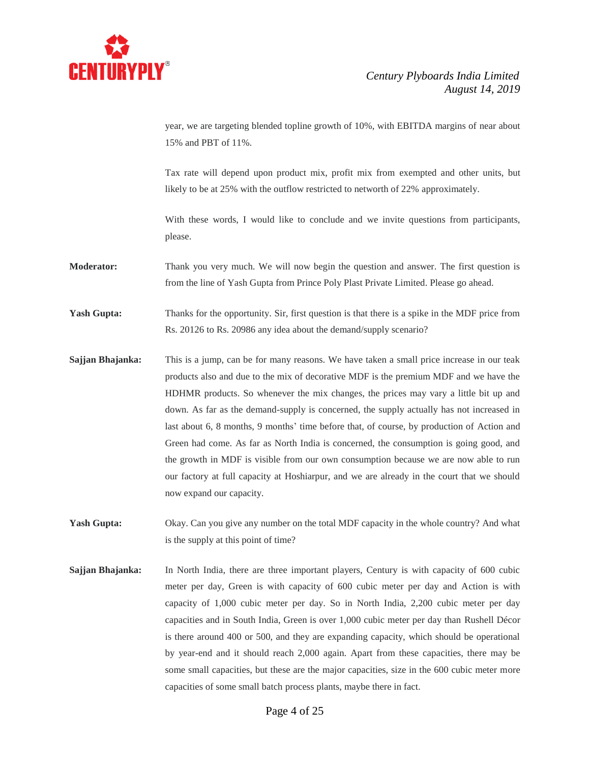year, we are targeting blended topline growth of 10%, with EBITDA margins of near about 15% and PBT of 11%.

Tax rate will depend upon product mix, profit mix from exempted and other units, but likely to be at 25% with the outflow restricted to networth of 22% approximately.

With these words, I would like to conclude and we invite questions from participants, please.

**Moderator:** Thank you very much. We will now begin the question and answer. The first question is from the line of Yash Gupta from Prince Poly Plast Private Limited. Please go ahead.

**Yash Gupta:** Thanks for the opportunity. Sir, first question is that there is a spike in the MDF price from Rs. 20126 to Rs. 20986 any idea about the demand/supply scenario?

**Sajjan Bhajanka:** This is a jump, can be for many reasons. We have taken a small price increase in our teak products also and due to the mix of decorative MDF is the premium MDF and we have the HDHMR products. So whenever the mix changes, the prices may vary a little bit up and down. As far as the demand-supply is concerned, the supply actually has not increased in last about 6, 8 months, 9 months' time before that, of course, by production of Action and Green had come. As far as North India is concerned, the consumption is going good, and the growth in MDF is visible from our own consumption because we are now able to run our factory at full capacity at Hoshiarpur, and we are already in the court that we should now expand our capacity.

**Yash Gupta:** Okay. Can you give any number on the total MDF capacity in the whole country? And what is the supply at this point of time?

**Sajjan Bhajanka:** In North India, there are three important players, Century is with capacity of 600 cubic meter per day, Green is with capacity of 600 cubic meter per day and Action is with capacity of 1,000 cubic meter per day. So in North India, 2,200 cubic meter per day capacities and in South India, Green is over 1,000 cubic meter per day than Rushell Décor is there around 400 or 500, and they are expanding capacity, which should be operational by year-end and it should reach 2,000 again. Apart from these capacities, there may be some small capacities, but these are the major capacities, size in the 600 cubic meter more capacities of some small batch process plants, maybe there in fact.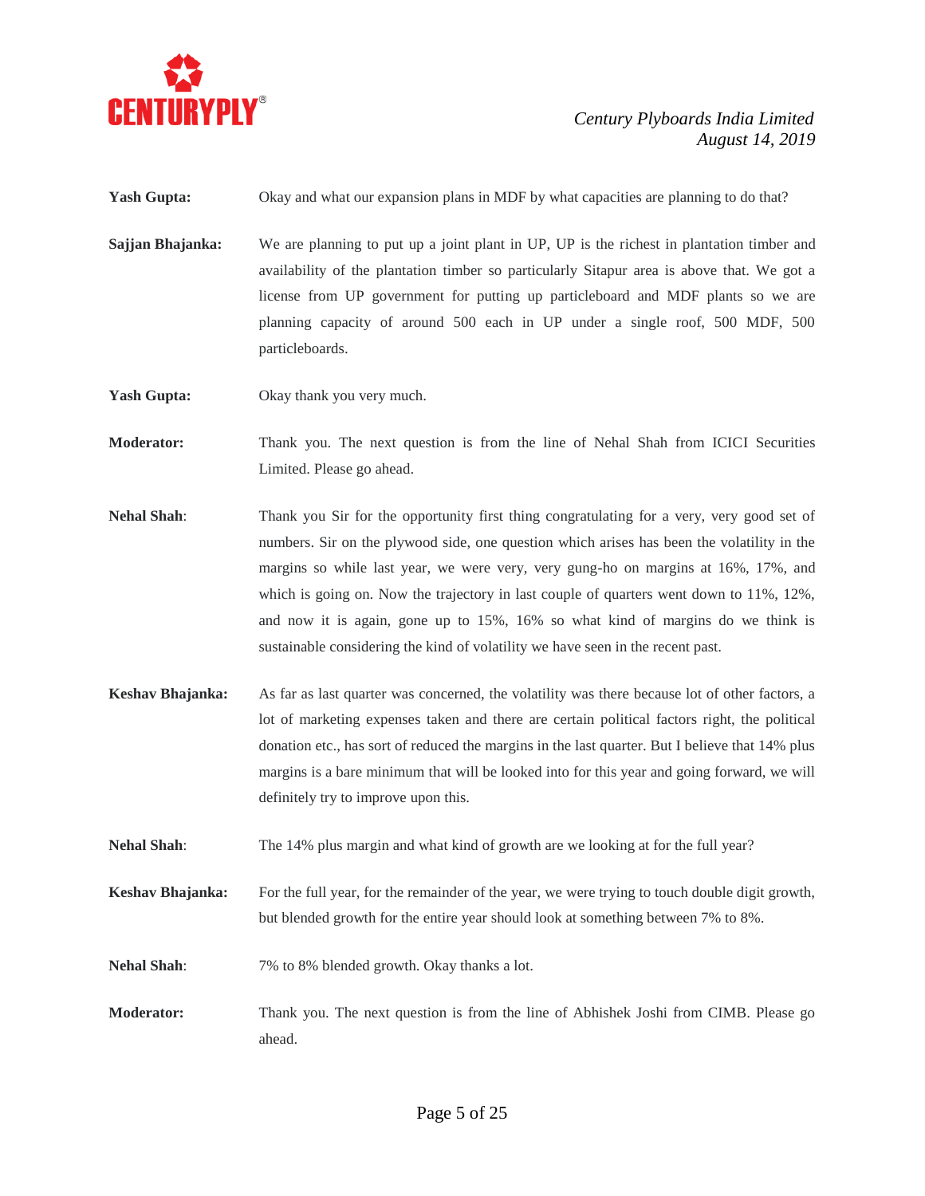**Yash Gupta:** Okay and what our expansion plans in MDF by what capacities are planning to do that?

**Sajjan Bhajanka:** We are planning to put up a joint plant in UP, UP is the richest in plantation timber and availability of the plantation timber so particularly Sitapur area is above that. We got a license from UP government for putting up particleboard and MDF plants so we are planning capacity of around 500 each in UP under a single roof, 500 MDF, 500 particleboards.

**Yash Gupta:** Okay thank you very much.

**Moderator:** Thank you. The next question is from the line of Nehal Shah from ICICI Securities Limited. Please go ahead.

**Nehal Shah**: Thank you Sir for the opportunity first thing congratulating for a very, very good set of numbers. Sir on the plywood side, one question which arises has been the volatility in the margins so while last year, we were very, very gung-ho on margins at 16%, 17%, and which is going on. Now the trajectory in last couple of quarters went down to 11%, 12%, and now it is again, gone up to 15%, 16% so what kind of margins do we think is sustainable considering the kind of volatility we have seen in the recent past.

**Keshav Bhajanka:** As far as last quarter was concerned, the volatility was there because lot of other factors, a lot of marketing expenses taken and there are certain political factors right, the political donation etc., has sort of reduced the margins in the last quarter. But I believe that 14% plus margins is a bare minimum that will be looked into for this year and going forward, we will definitely try to improve upon this.

**Nehal Shah**: The 14% plus margin and what kind of growth are we looking at for the full year?

**Keshav Bhajanka:** For the full year, for the remainder of the year, we were trying to touch double digit growth, but blended growth for the entire year should look at something between 7% to 8%.

**Nehal Shah**: 7% to 8% blended growth. Okay thanks a lot.

**Moderator:** Thank you. The next question is from the line of Abhishek Joshi from CIMB. Please go ahead.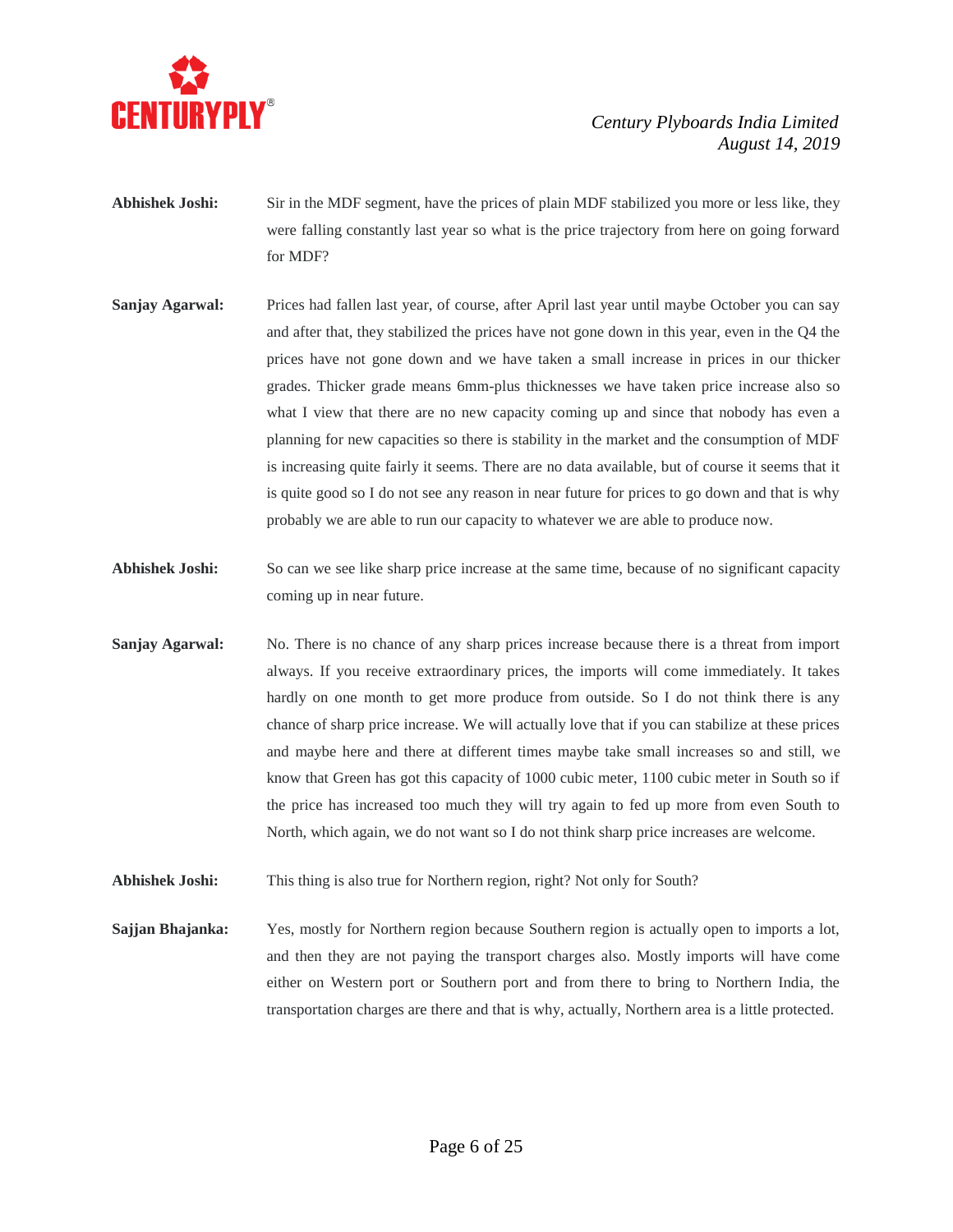**Abhishek Joshi:** Sir in the MDF segment, have the prices of plain MDF stabilized you more or less like, they were falling constantly last year so what is the price trajectory from here on going forward for MDF?

**Sanjay Agarwal:** Prices had fallen last year, of course, after April last year until maybe October you can say and after that, they stabilized the prices have not gone down in this year, even in the Q4 the prices have not gone down and we have taken a small increase in prices in our thicker grades. Thicker grade means 6mm-plus thicknesses we have taken price increase also so what I view that there are no new capacity coming up and since that nobody has even a planning for new capacities so there is stability in the market and the consumption of MDF is increasing quite fairly it seems. There are no data available, but of course it seems that it is quite good so I do not see any reason in near future for prices to go down and that is why probably we are able to run our capacity to whatever we are able to produce now.

**Abhishek Joshi:** So can we see like sharp price increase at the same time, because of no significant capacity coming up in near future.

**Sanjay Agarwal:** No. There is no chance of any sharp prices increase because there is a threat from import always. If you receive extraordinary prices, the imports will come immediately. It takes hardly on one month to get more produce from outside. So I do not think there is any chance of sharp price increase. We will actually love that if you can stabilize at these prices and maybe here and there at different times maybe take small increases so and still, we know that Green has got this capacity of 1000 cubic meter, 1100 cubic meter in South so if the price has increased too much they will try again to fed up more from even South to North, which again, we do not want so I do not think sharp price increases are welcome.

**Abhishek Joshi:** This thing is also true for Northern region, right? Not only for South?

**Sajjan Bhajanka:** Yes, mostly for Northern region because Southern region is actually open to imports a lot, and then they are not paying the transport charges also. Mostly imports will have come either on Western port or Southern port and from there to bring to Northern India, the transportation charges are there and that is why, actually, Northern area is a little protected.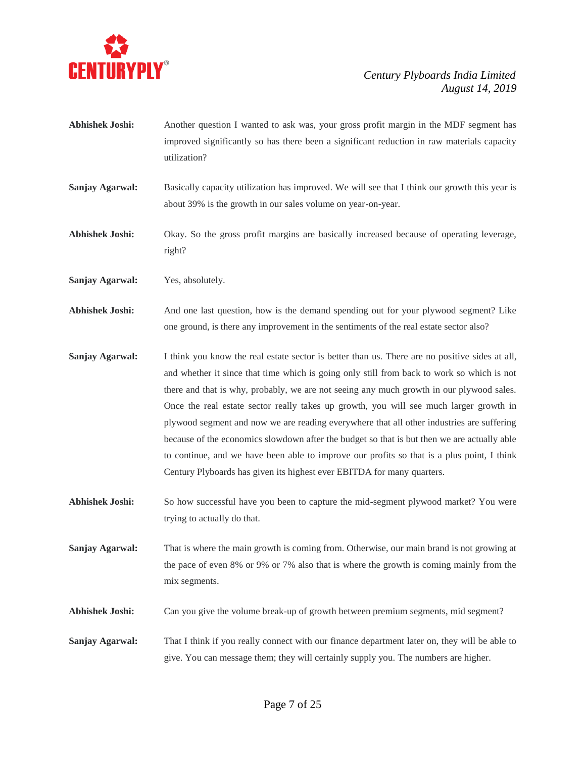**Abhishek Joshi:** Another question I wanted to ask was, your gross profit margin in the MDF segment has improved significantly so has there been a significant reduction in raw materials capacity utilization?

**Sanjay Agarwal:** Basically capacity utilization has improved. We will see that I think our growth this year is about 39% is the growth in our sales volume on year-on-year.

**Abhishek Joshi:** Okay. So the gross profit margins are basically increased because of operating leverage, right?

**Sanjay Agarwal:** Yes, absolutely.

**Abhishek Joshi:** And one last question, how is the demand spending out for your plywood segment? Like one ground, is there any improvement in the sentiments of the real estate sector also?

**Sanjay Agarwal:** I think you know the real estate sector is better than us. There are no positive sides at all, and whether it since that time which is going only still from back to work so which is not there and that is why, probably, we are not seeing any much growth in our plywood sales. Once the real estate sector really takes up growth, you will see much larger growth in plywood segment and now we are reading everywhere that all other industries are suffering because of the economics slowdown after the budget so that is but then we are actually able to continue, and we have been able to improve our profits so that is a plus point, I think Century Plyboards has given its highest ever EBITDA for many quarters.

**Abhishek Joshi:** So how successful have you been to capture the mid-segment plywood market? You were trying to actually do that.

**Sanjay Agarwal:** That is where the main growth is coming from. Otherwise, our main brand is not growing at the pace of even 8% or 9% or 7% also that is where the growth is coming mainly from the mix segments.

**Abhishek Joshi:** Can you give the volume break-up of growth between premium segments, mid segment?

**Sanjay Agarwal:** That I think if you really connect with our finance department later on, they will be able to give. You can message them; they will certainly supply you. The numbers are higher.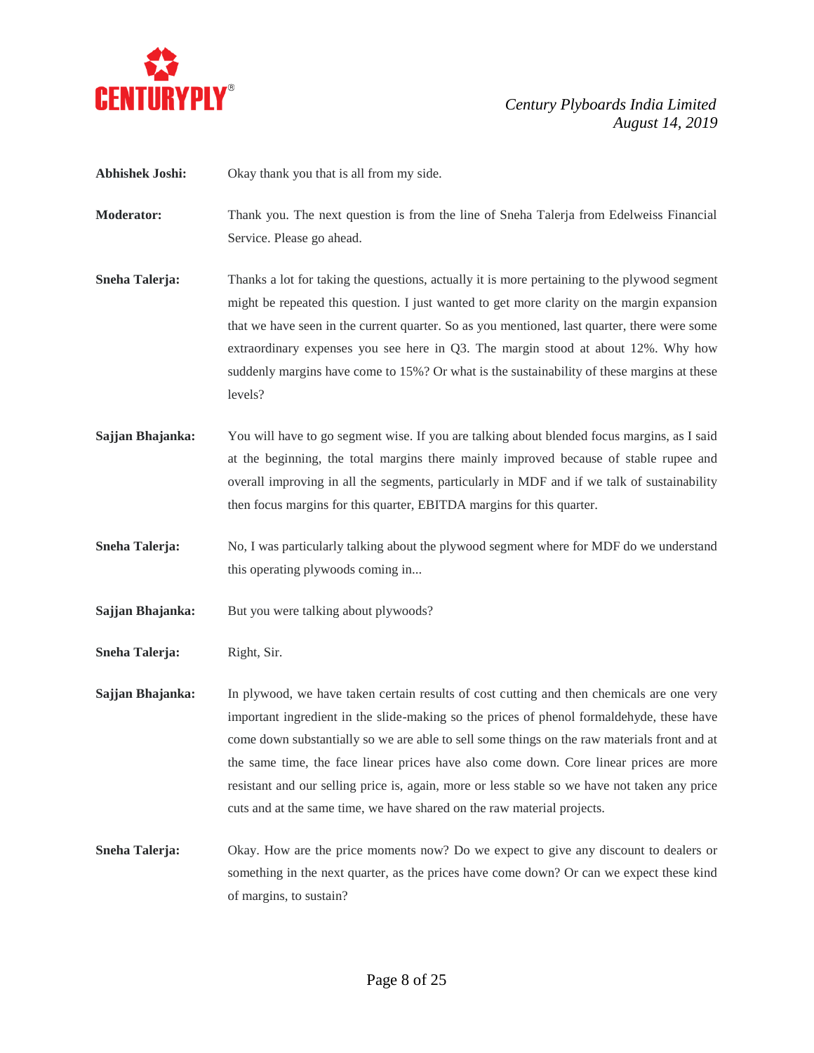**Abhishek Joshi:** Okay thank you that is all from my side.

**Moderator:** Thank you. The next question is from the line of Sneha Talerja from Edelweiss Financial Service. Please go ahead.

**Sneha Talerja:** Thanks a lot for taking the questions, actually it is more pertaining to the plywood segment might be repeated this question. I just wanted to get more clarity on the margin expansion that we have seen in the current quarter. So as you mentioned, last quarter, there were some extraordinary expenses you see here in Q3. The margin stood at about 12%. Why how suddenly margins have come to 15%? Or what is the sustainability of these margins at these levels?

**Sajjan Bhajanka:** You will have to go segment wise. If you are talking about blended focus margins, as I said at the beginning, the total margins there mainly improved because of stable rupee and overall improving in all the segments, particularly in MDF and if we talk of sustainability then focus margins for this quarter, EBITDA margins for this quarter.

**Sneha Talerja:** No, I was particularly talking about the plywood segment where for MDF do we understand this operating plywoods coming in...

**Sajjan Bhajanka:** But you were talking about plywoods?

**Sneha Talerja:** Right, Sir.

**Sajjan Bhajanka:** In plywood, we have taken certain results of cost cutting and then chemicals are one very important ingredient in the slide-making so the prices of phenol formaldehyde, these have come down substantially so we are able to sell some things on the raw materials front and at the same time, the face linear prices have also come down. Core linear prices are more resistant and our selling price is, again, more or less stable so we have not taken any price cuts and at the same time, we have shared on the raw material projects.

**Sneha Talerja:** Okay. How are the price moments now? Do we expect to give any discount to dealers or something in the next quarter, as the prices have come down? Or can we expect these kind of margins, to sustain?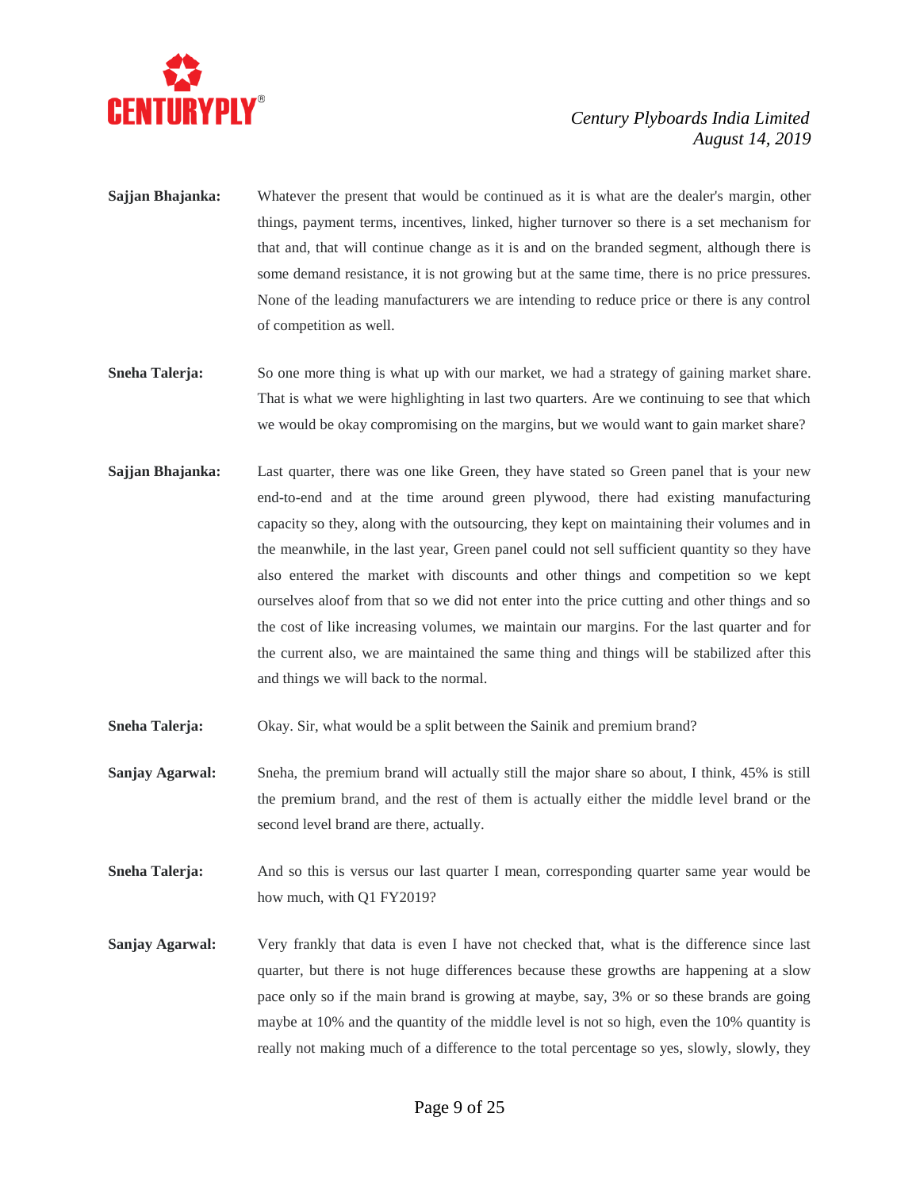**Sajjan Bhajanka:** Whatever the present that would be continued as it is what are the dealer's margin, other things, payment terms, incentives, linked, higher turnover so there is a set mechanism for that and, that will continue change as it is and on the branded segment, although there is some demand resistance, it is not growing but at the same time, there is no price pressures. None of the leading manufacturers we are intending to reduce price or there is any control of competition as well.

**Sneha Talerja:** So one more thing is what up with our market, we had a strategy of gaining market share. That is what we were highlighting in last two quarters. Are we continuing to see that which we would be okay compromising on the margins, but we would want to gain market share?

**Sajjan Bhajanka:** Last quarter, there was one like Green, they have stated so Green panel that is your new end-to-end and at the time around green plywood, there had existing manufacturing capacity so they, along with the outsourcing, they kept on maintaining their volumes and in the meanwhile, in the last year, Green panel could not sell sufficient quantity so they have also entered the market with discounts and other things and competition so we kept ourselves aloof from that so we did not enter into the price cutting and other things and so the cost of like increasing volumes, we maintain our margins. For the last quarter and for the current also, we are maintained the same thing and things will be stabilized after this and things we will back to the normal.

**Sneha Talerja:** Okay. Sir, what would be a split between the Sainik and premium brand?

**Sanjay Agarwal:** Sneha, the premium brand will actually still the major share so about, I think, 45% is still the premium brand, and the rest of them is actually either the middle level brand or the second level brand are there, actually.

**Sneha Talerja:** And so this is versus our last quarter I mean, corresponding quarter same year would be how much, with Q1 FY2019?

**Sanjay Agarwal:** Very frankly that data is even I have not checked that, what is the difference since last quarter, but there is not huge differences because these growths are happening at a slow pace only so if the main brand is growing at maybe, say, 3% or so these brands are going maybe at 10% and the quantity of the middle level is not so high, even the 10% quantity is really not making much of a difference to the total percentage so yes, slowly, slowly, they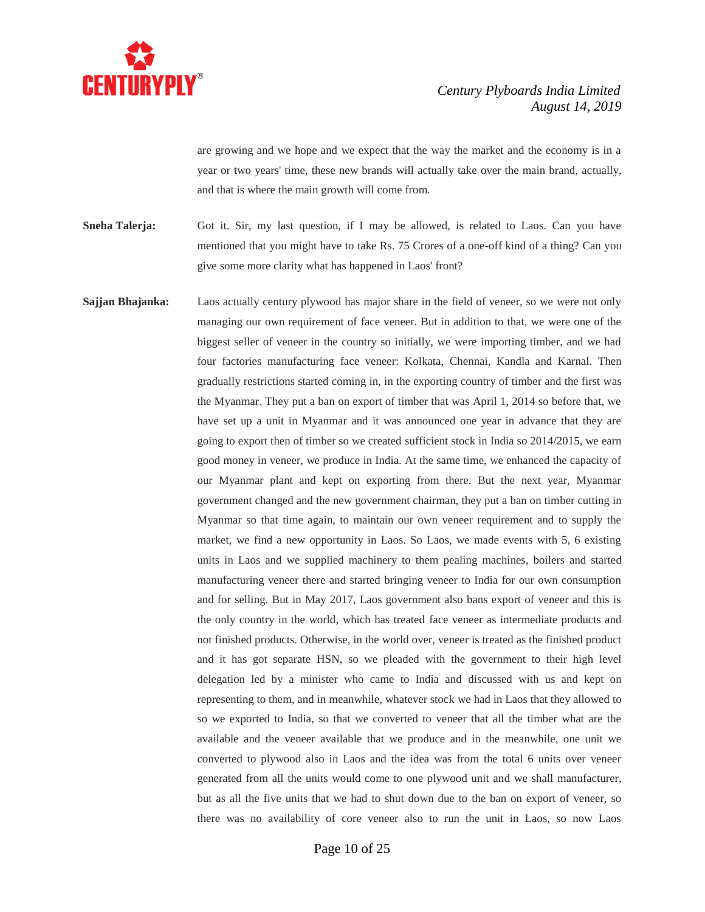are growing and we hope and we expect that the way the market and the economy is in a year or two years' time, these new brands will actually take over the main brand, actually, and that is where the main growth will come from.

**Sneha Talerja:** Got it. Sir, my last question, if I may be allowed, is related to Laos. Can you have mentioned that you might have to take Rs. 75 Crores of a one-off kind of a thing? Can you give some more clarity what has happened in Laos' front?

**Sajjan Bhajanka:** Laos actually century plywood has major share in the field of veneer, so we were not only managing our own requirement of face veneer. But in addition to that, we were one of the biggest seller of veneer in the country so initially, we were importing timber, and we had four factories manufacturing face veneer: Kolkata, Chennai, Kandla and Karnal. Then gradually restrictions started coming in, in the exporting country of timber and the first was the Myanmar. They put a ban on export of timber that was April 1, 2014 so before that, we have set up a unit in Myanmar and it was announced one year in advance that they are going to export then of timber so we created sufficient stock in India so 2014/2015, we earn good money in veneer, we produce in India. At the same time, we enhanced the capacity of our Myanmar plant and kept on exporting from there. But the next year, Myanmar government changed and the new government chairman, they put a ban on timber cutting in Myanmar so that time again, to maintain our own veneer requirement and to supply the market, we find a new opportunity in Laos. So Laos, we made events with 5, 6 existing units in Laos and we supplied machinery to them pealing machines, boilers and started manufacturing veneer there and started bringing veneer to India for our own consumption and for selling. But in May 2017, Laos government also bans export of veneer and this is the only country in the world, which has treated face veneer as intermediate products and not finished products. Otherwise, in the world over, veneer is treated as the finished product and it has got separate HSN, so we pleaded with the government to their high level delegation led by a minister who came to India and discussed with us and kept on representing to them, and in meanwhile, whatever stock we had in Laos that they allowed to so we exported to India, so that we converted to veneer that all the timber what are the available and the veneer available that we produce and in the meanwhile, one unit we converted to plywood also in Laos and the idea was from the total 6 units over veneer generated from all the units would come to one plywood unit and we shall manufacturer, but as all the five units that we had to shut down due to the ban on export of veneer, so there was no availability of core veneer also to run the unit in Laos, so now Laos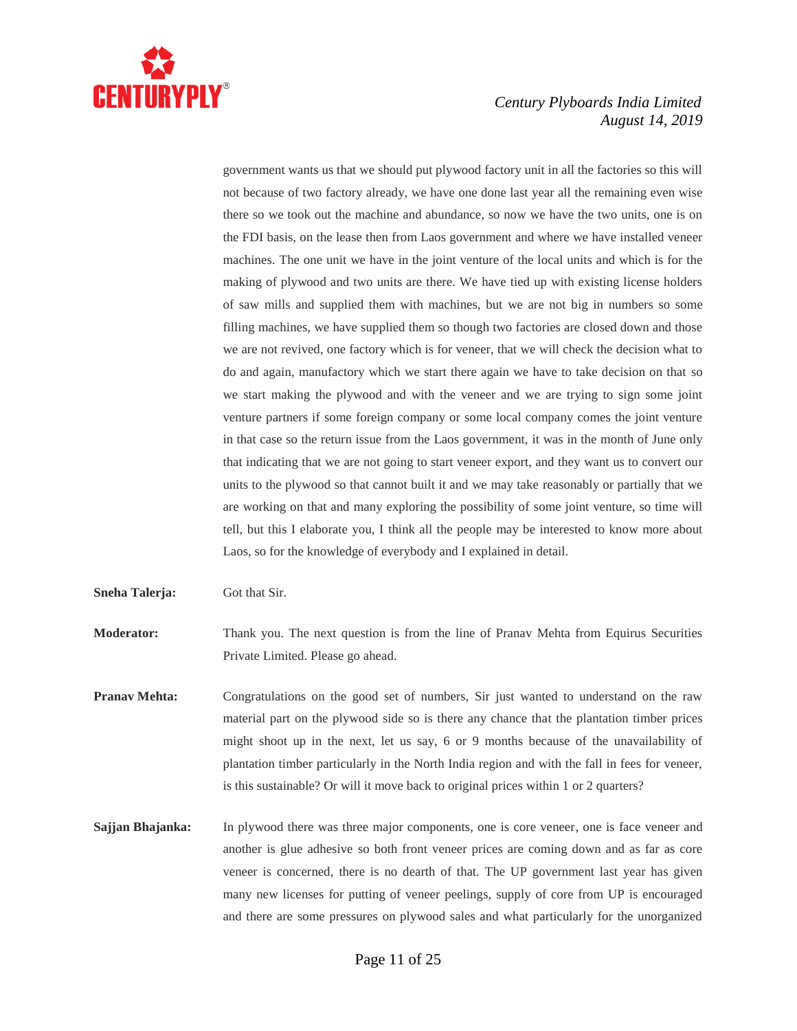government wants us that we should put plywood factory unit in all the factories so this will not because of two factory already, we have one done last year all the remaining even wise there so we took out the machine and abundance, so now we have the two units, one is on the FDI basis, on the lease then from Laos government and where we have installed veneer machines. The one unit we have in the joint venture of the local units and which is for the making of plywood and two units are there. We have tied up with existing license holders of saw mills and supplied them with machines, but we are not big in numbers so some filling machines, we have supplied them so though two factories are closed down and those we are not revived, one factory which is for veneer, that we will check the decision what to do and again, manufactory which we start there again we have to take decision on that so we start making the plywood and with the veneer and we are trying to sign some joint venture partners if some foreign company or some local company comes the joint venture in that case so the return issue from the Laos government, it was in the month of June only that indicating that we are not going to start veneer export, and they want us to convert our units to the plywood so that cannot built it and we may take reasonably or partially that we are working on that and many exploring the possibility of some joint venture, so time will tell, but this I elaborate you, I think all the people may be interested to know more about Laos, so for the knowledge of everybody and I explained in detail.

**Sneha Talerja:** Got that Sir.

**Moderator:** Thank you. The next question is from the line of Pranav Mehta from Equirus Securities Private Limited. Please go ahead.

**Pranav Mehta:** Congratulations on the good set of numbers, Sir just wanted to understand on the raw material part on the plywood side so is there any chance that the plantation timber prices might shoot up in the next, let us say, 6 or 9 months because of the unavailability of plantation timber particularly in the North India region and with the fall in fees for veneer, is this sustainable? Or will it move back to original prices within 1 or 2 quarters?

**Sajjan Bhajanka:** In plywood there was three major components, one is core veneer, one is face veneer and another is glue adhesive so both front veneer prices are coming down and as far as core veneer is concerned, there is no dearth of that. The UP government last year has given many new licenses for putting of veneer peelings, supply of core from UP is encouraged and there are some pressures on plywood sales and what particularly for the unorganized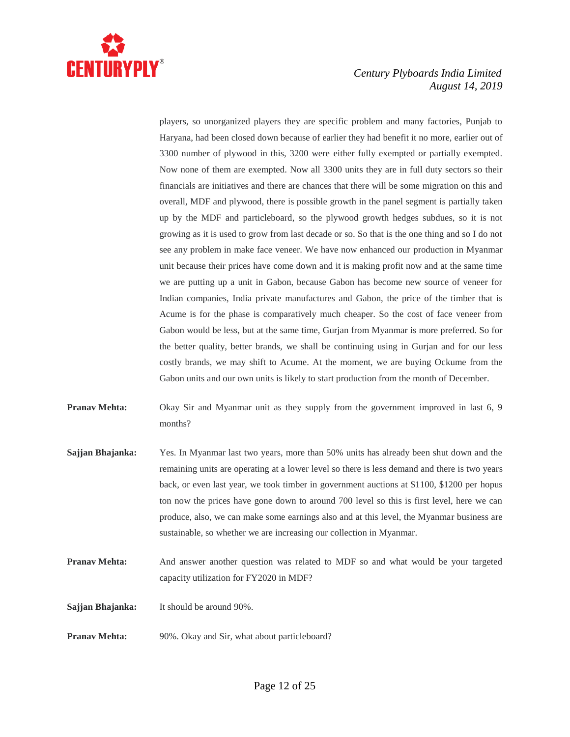players, so unorganized players they are specific problem and many factories, Punjab to Haryana, had been closed down because of earlier they had benefit it no more, earlier out of 3300 number of plywood in this, 3200 were either fully exempted or partially exempted. Now none of them are exempted. Now all 3300 units they are in full duty sectors so their financials are initiatives and there are chances that there will be some migration on this and overall, MDF and plywood, there is possible growth in the panel segment is partially taken up by the MDF and particleboard, so the plywood growth hedges subdues, so it is not growing as it is used to grow from last decade or so. So that is the one thing and so I do not see any problem in make face veneer. We have now enhanced our production in Myanmar unit because their prices have come down and it is making profit now and at the same time we are putting up a unit in Gabon, because Gabon has become new source of veneer for Indian companies, India private manufactures and Gabon, the price of the timber that is Acume is for the phase is comparatively much cheaper. So the cost of face veneer from Gabon would be less, but at the same time, Gurjan from Myanmar is more preferred. So for the better quality, better brands, we shall be continuing using in Gurjan and for our less costly brands, we may shift to Acume. At the moment, we are buying Ockume from the Gabon units and our own units is likely to start production from the month of December.

**Pranav Mehta:** Okay Sir and Myanmar unit as they supply from the government improved in last 6, 9 months?

**Sajjan Bhajanka:** Yes. In Myanmar last two years, more than 50% units has already been shut down and the remaining units are operating at a lower level so there is less demand and there is two years back, or even last year, we took timber in government auctions at $1100, $1200 per hopus ton now the prices have gone down to around 700 level so this is first level, here we can produce, also, we can make some earnings also and at this level, the Myanmar business are sustainable, so whether we are increasing our collection in Myanmar.

**Pranav Mehta:** And answer another question was related to MDF so and what would be your targeted capacity utilization for FY2020 in MDF?

**Sajjan Bhajanka:** It should be around 90%.

**Pranav Mehta:** 90%. Okay and Sir, what about particleboard?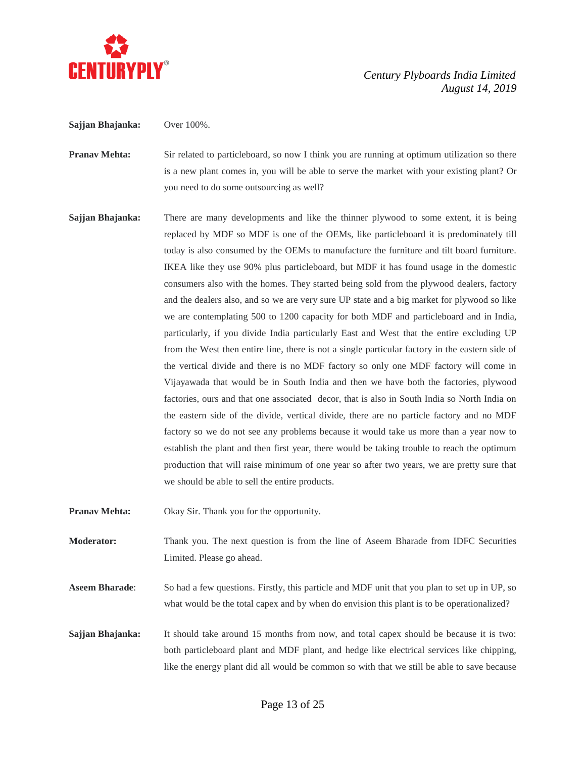**Sajjan Bhajanka:** Over 100%.

**Pranav Mehta:** Sir related to particleboard, so now I think you are running at optimum utilization so there is a new plant comes in, you will be able to serve the market with your existing plant? Or you need to do some outsourcing as well?

**Sajjan Bhajanka:** There are many developments and like the thinner plywood to some extent, it is being replaced by MDF so MDF is one of the OEMs, like particleboard it is predominately till today is also consumed by the OEMs to manufacture the furniture and tilt board furniture. IKEA like they use 90% plus particleboard, but MDF it has found usage in the domestic consumers also with the homes. They started being sold from the plywood dealers, factory and the dealers also, and so we are very sure UP state and a big market for plywood so like we are contemplating 500 to 1200 capacity for both MDF and particleboard and in India, particularly, if you divide India particularly East and West that the entire excluding UP from the West then entire line, there is not a single particular factory in the eastern side of the vertical divide and there is no MDF factory so only one MDF factory will come in Vijayawada that would be in South India and then we have both the factories, plywood factories, ours and that one associated decor, that is also in South India so North India on the eastern side of the divide, vertical divide, there are no particle factory and no MDF factory so we do not see any problems because it would take us more than a year now to establish the plant and then first year, there would be taking trouble to reach the optimum production that will raise minimum of one year so after two years, we are pretty sure that we should be able to sell the entire products.

**Pranav Mehta:** Okay Sir. Thank you for the opportunity.

**Moderator:** Thank you. The next question is from the line of Aseem Bharade from IDFC Securities Limited. Please go ahead.

**Aseem Bharade**: So had a few questions. Firstly, this particle and MDF unit that you plan to set up in UP, so what would be the total capex and by when do envision this plant is to be operationalized?

**Sajjan Bhajanka:** It should take around 15 months from now, and total capex should be because it is two: both particleboard plant and MDF plant, and hedge like electrical services like chipping, like the energy plant did all would be common so with that we still be able to save because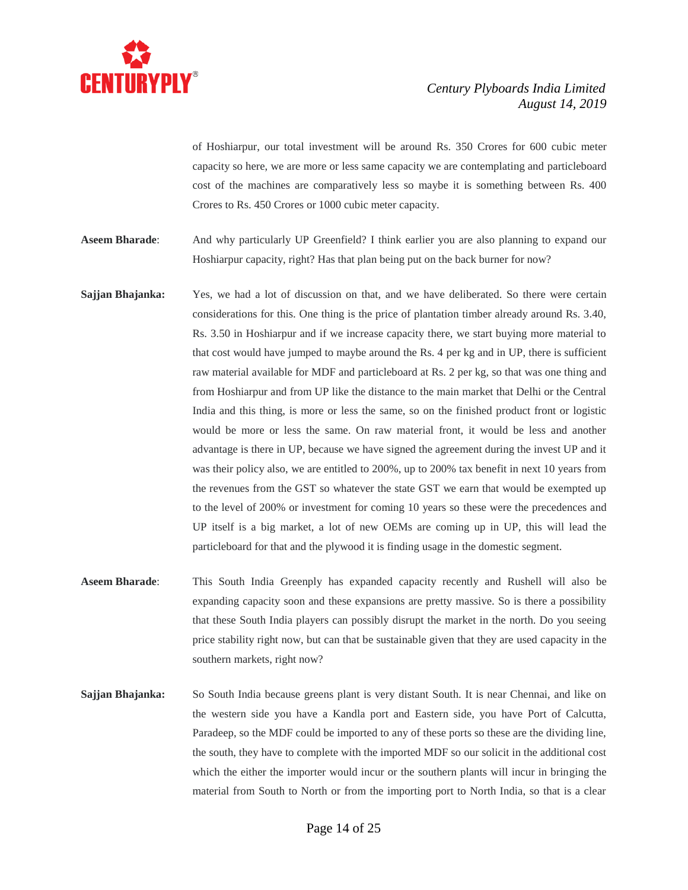of Hoshiarpur, our total investment will be around Rs. 350 Crores for 600 cubic meter capacity so here, we are more or less same capacity we are contemplating and particleboard cost of the machines are comparatively less so maybe it is something between Rs. 400 Crores to Rs. 450 Crores or 1000 cubic meter capacity.

**Aseem Bharade**: And why particularly UP Greenfield? I think earlier you are also planning to expand our Hoshiarpur capacity, right? Has that plan being put on the back burner for now?

**Sajjan Bhajanka:** Yes, we had a lot of discussion on that, and we have deliberated. So there were certain considerations for this. One thing is the price of plantation timber already around Rs. 3.40, Rs. 3.50 in Hoshiarpur and if we increase capacity there, we start buying more material to that cost would have jumped to maybe around the Rs. 4 per kg and in UP, there is sufficient raw material available for MDF and particleboard at Rs. 2 per kg, so that was one thing and from Hoshiarpur and from UP like the distance to the main market that Delhi or the Central India and this thing, is more or less the same, so on the finished product front or logistic would be more or less the same. On raw material front, it would be less and another advantage is there in UP, because we have signed the agreement during the invest UP and it was their policy also, we are entitled to 200%, up to 200% tax benefit in next 10 years from the revenues from the GST so whatever the state GST we earn that would be exempted up to the level of 200% or investment for coming 10 years so these were the precedences and UP itself is a big market, a lot of new OEMs are coming up in UP, this will lead the particleboard for that and the plywood it is finding usage in the domestic segment.

**Aseem Bharade**: This South India Greenply has expanded capacity recently and Rushell will also be expanding capacity soon and these expansions are pretty massive. So is there a possibility that these South India players can possibly disrupt the market in the north. Do you seeing price stability right now, but can that be sustainable given that they are used capacity in the southern markets, right now?

**Sajjan Bhajanka:** So South India because greens plant is very distant South. It is near Chennai, and like on the western side you have a Kandla port and Eastern side, you have Port of Calcutta, Paradeep, so the MDF could be imported to any of these ports so these are the dividing line, the south, they have to complete with the imported MDF so our solicit in the additional cost which the either the importer would incur or the southern plants will incur in bringing the material from South to North or from the importing port to North India, so that is a clear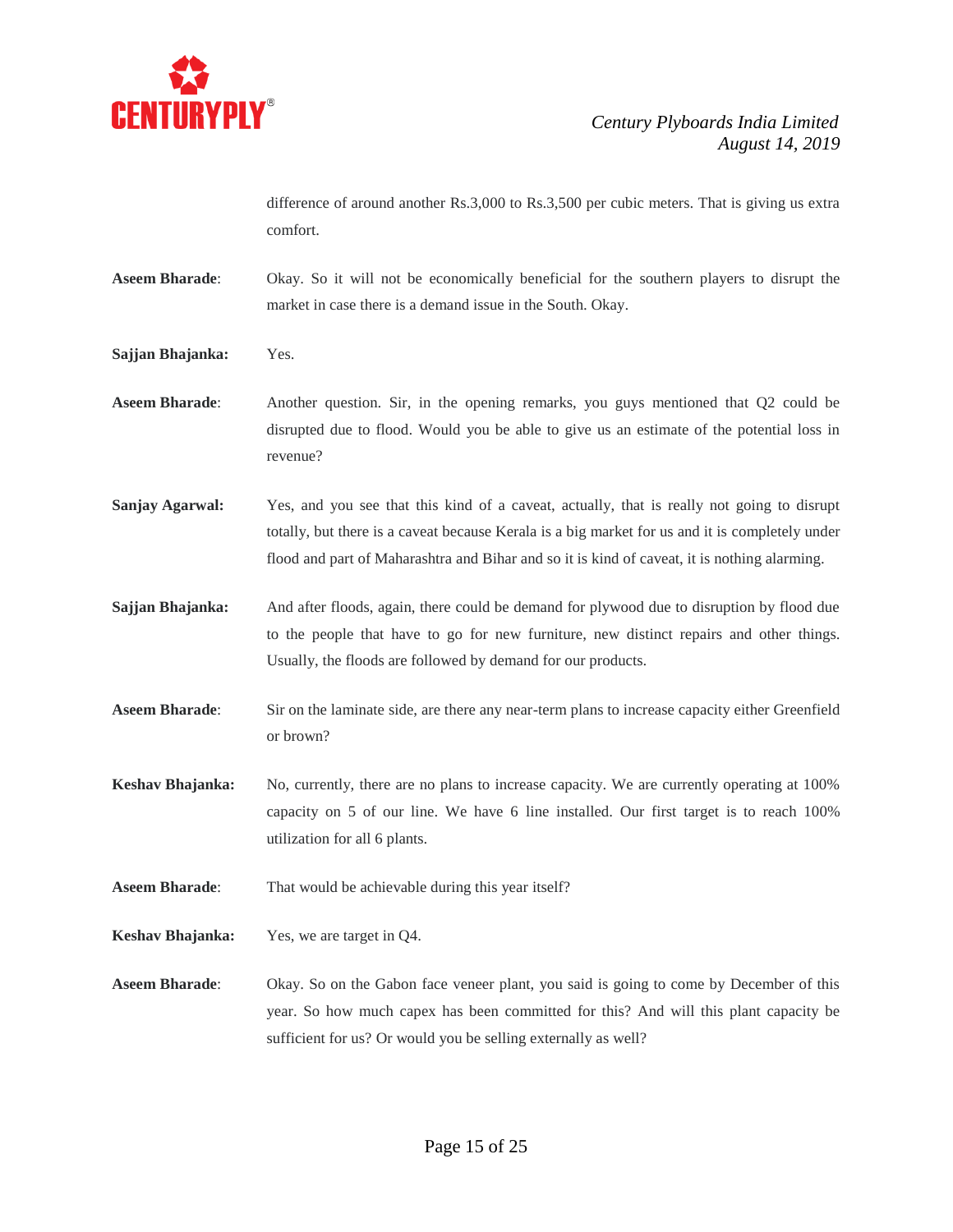difference of around another Rs.3,000 to Rs.3,500 per cubic meters. That is giving us extra comfort.

**Aseem Bharade**: Okay. So it will not be economically beneficial for the southern players to disrupt the market in case there is a demand issue in the South. Okay.

**Sajjan Bhajanka:** Yes.

**Aseem Bharade**: Another question. Sir, in the opening remarks, you guys mentioned that Q2 could be disrupted due to flood. Would you be able to give us an estimate of the potential loss in revenue?

**Sanjay Agarwal:** Yes, and you see that this kind of a caveat, actually, that is really not going to disrupt totally, but there is a caveat because Kerala is a big market for us and it is completely under flood and part of Maharashtra and Bihar and so it is kind of caveat, it is nothing alarming.

**Sajjan Bhajanka:** And after floods, again, there could be demand for plywood due to disruption by flood due to the people that have to go for new furniture, new distinct repairs and other things. Usually, the floods are followed by demand for our products.

**Aseem Bharade**: Sir on the laminate side, are there any near-term plans to increase capacity either Greenfield or brown?

**Keshav Bhajanka:** No, currently, there are no plans to increase capacity. We are currently operating at 100% capacity on 5 of our line. We have 6 line installed. Our first target is to reach 100% utilization for all 6 plants.

**Aseem Bharade**: That would be achievable during this year itself?

**Keshav Bhajanka:** Yes, we are target in Q4.

**Aseem Bharade**: Okay. So on the Gabon face veneer plant, you said is going to come by December of this year. So how much capex has been committed for this? And will this plant capacity be sufficient for us? Or would you be selling externally as well?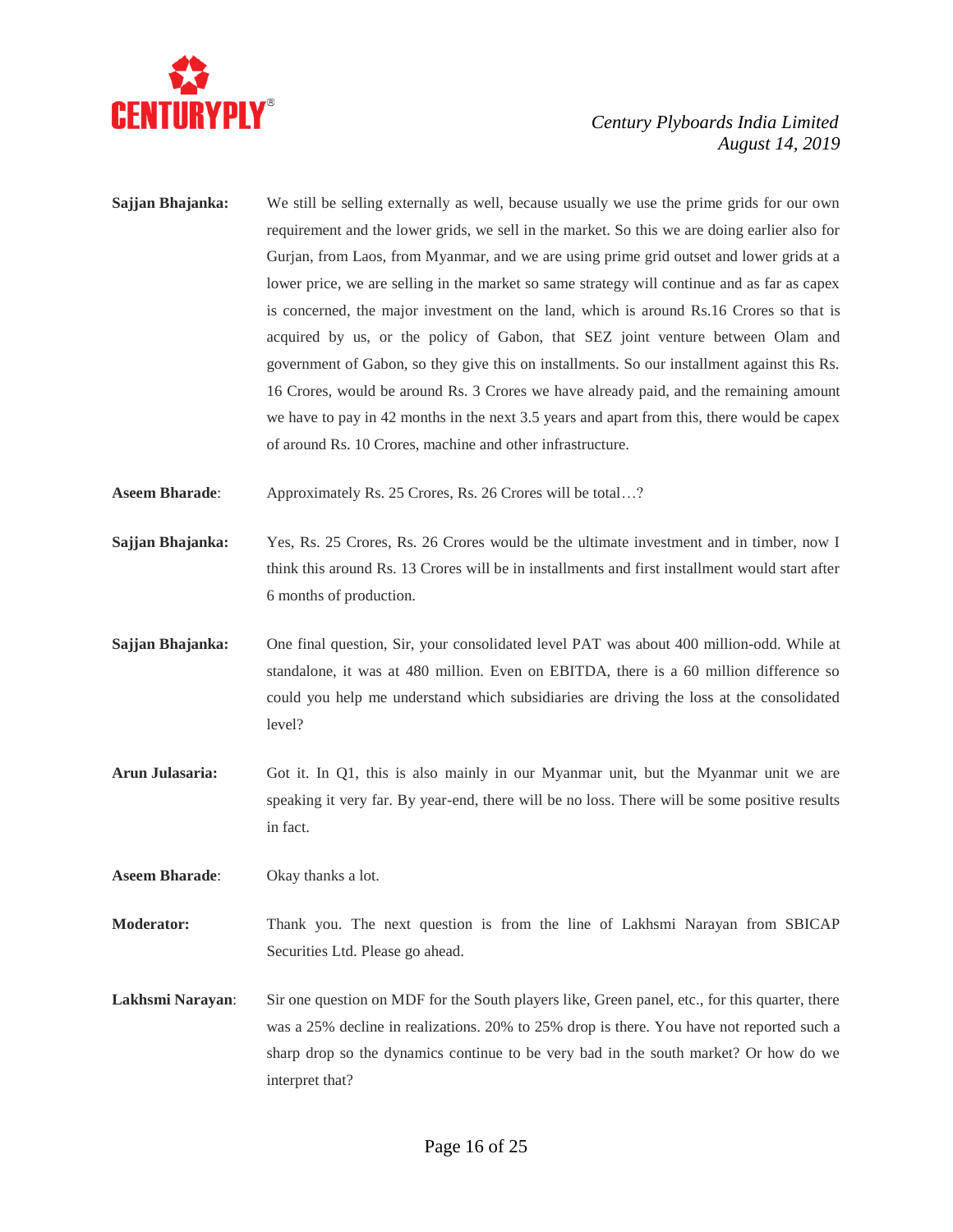**Sajjan Bhajanka:** We still be selling externally as well, because usually we use the prime grids for our own requirement and the lower grids, we sell in the market. So this we are doing earlier also for Gurjan, from Laos, from Myanmar, and we are using prime grid outset and lower grids at a lower price, we are selling in the market so same strategy will continue and as far as capex is concerned, the major investment on the land, which is around Rs.16 Crores so that is acquired by us, or the policy of Gabon, that SEZ joint venture between Olam and government of Gabon, so they give this on installments. So our installment against this Rs. 16 Crores, would be around Rs. 3 Crores we have already paid, and the remaining amount we have to pay in 42 months in the next 3.5 years and apart from this, there would be capex of around Rs. 10 Crores, machine and other infrastructure.

**Aseem Bharade**: Approximately Rs. 25 Crores, Rs. 26 Crores will be total…?

**Sajjan Bhajanka:** Yes, Rs. 25 Crores, Rs. 26 Crores would be the ultimate investment and in timber, now I think this around Rs. 13 Crores will be in installments and first installment would start after 6 months of production.

**Sajjan Bhajanka:** One final question, Sir, your consolidated level PAT was about 400 million-odd. While at standalone, it was at 480 million. Even on EBITDA, there is a 60 million difference so could you help me understand which subsidiaries are driving the loss at the consolidated level?

**Arun Julasaria:** Got it. In Q1, this is also mainly in our Myanmar unit, but the Myanmar unit we are speaking it very far. By year-end, there will be no loss. There will be some positive results in fact.

**Aseem Bharade**: Okay thanks a lot.

**Moderator:** Thank you. The next question is from the line of Lakhsmi Narayan from SBICAP Securities Ltd. Please go ahead.

**Lakhsmi Narayan**: Sir one question on MDF for the South players like, Green panel, etc., for this quarter, there was a 25% decline in realizations. 20% to 25% drop is there. You have not reported such a sharp drop so the dynamics continue to be very bad in the south market? Or how do we interpret that?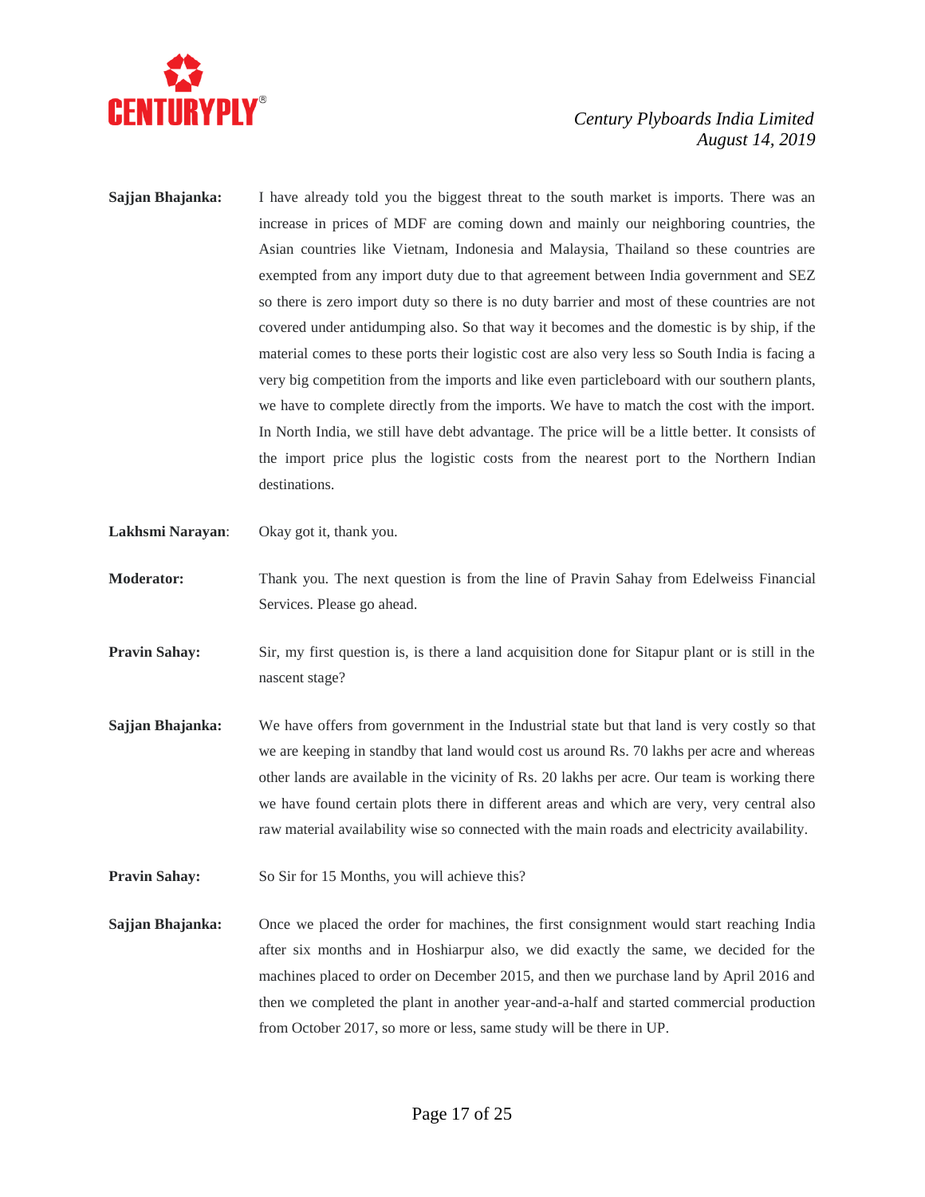**Sajjan Bhajanka:** I have already told you the biggest threat to the south market is imports. There was an increase in prices of MDF are coming down and mainly our neighboring countries, the Asian countries like Vietnam, Indonesia and Malaysia, Thailand so these countries are exempted from any import duty due to that agreement between India government and SEZ so there is zero import duty so there is no duty barrier and most of these countries are not covered under antidumping also. So that way it becomes and the domestic is by ship, if the material comes to these ports their logistic cost are also very less so South India is facing a very big competition from the imports and like even particleboard with our southern plants, we have to complete directly from the imports. We have to match the cost with the import. In North India, we still have debt advantage. The price will be a little better. It consists of the import price plus the logistic costs from the nearest port to the Northern Indian destinations.

**Lakhsmi Narayan**: Okay got it, thank you.

**Moderator:** Thank you. The next question is from the line of Pravin Sahay from Edelweiss Financial Services. Please go ahead.

**Pravin Sahay:** Sir, my first question is, is there a land acquisition done for Sitapur plant or is still in the nascent stage?

**Sajjan Bhajanka:** We have offers from government in the Industrial state but that land is very costly so that we are keeping in standby that land would cost us around Rs. 70 lakhs per acre and whereas other lands are available in the vicinity of Rs. 20 lakhs per acre. Our team is working there we have found certain plots there in different areas and which are very, very central also raw material availability wise so connected with the main roads and electricity availability.

**Pravin Sahay:** So Sir for 15 Months, you will achieve this?

**Sajjan Bhajanka:** Once we placed the order for machines, the first consignment would start reaching India after six months and in Hoshiarpur also, we did exactly the same, we decided for the machines placed to order on December 2015, and then we purchase land by April 2016 and then we completed the plant in another year-and-a-half and started commercial production from October 2017, so more or less, same study will be there in UP.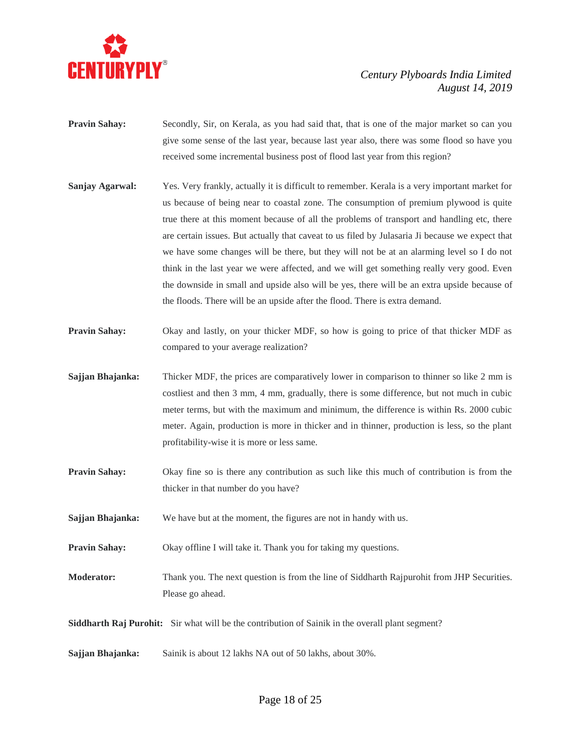**Pravin Sahay:** Secondly, Sir, on Kerala, as you had said that, that is one of the major market so can you give some sense of the last year, because last year also, there was some flood so have you received some incremental business post of flood last year from this region?

**Sanjay Agarwal:** Yes. Very frankly, actually it is difficult to remember. Kerala is a very important market for us because of being near to coastal zone. The consumption of premium plywood is quite true there at this moment because of all the problems of transport and handling etc, there are certain issues. But actually that caveat to us filed by Julasaria Ji because we expect that we have some changes will be there, but they will not be at an alarming level so I do not think in the last year we were affected, and we will get something really very good. Even the downside in small and upside also will be yes, there will be an extra upside because of the floods. There will be an upside after the flood. There is extra demand.

**Pravin Sahay:** Okay and lastly, on your thicker MDF, so how is going to price of that thicker MDF as compared to your average realization?

**Sajjan Bhajanka:** Thicker MDF, the prices are comparatively lower in comparison to thinner so like 2 mm is costliest and then 3 mm, 4 mm, gradually, there is some difference, but not much in cubic meter terms, but with the maximum and minimum, the difference is within Rs. 2000 cubic meter. Again, production is more in thicker and in thinner, production is less, so the plant profitability-wise it is more or less same.

**Pravin Sahay:** Okay fine so is there any contribution as such like this much of contribution is from the thicker in that number do you have?

**Sajjan Bhajanka:** We have but at the moment, the figures are not in handy with us.

**Pravin Sahay:** Okay offline I will take it. Thank you for taking my questions.

**Moderator:** Thank you. The next question is from the line of Siddharth Rajpurohit from JHP Securities. Please go ahead.

**Siddharth Raj Purohit:** Sir what will be the contribution of Sainik in the overall plant segment?

**Sajjan Bhajanka:** Sainik is about 12 lakhs NA out of 50 lakhs, about 30%.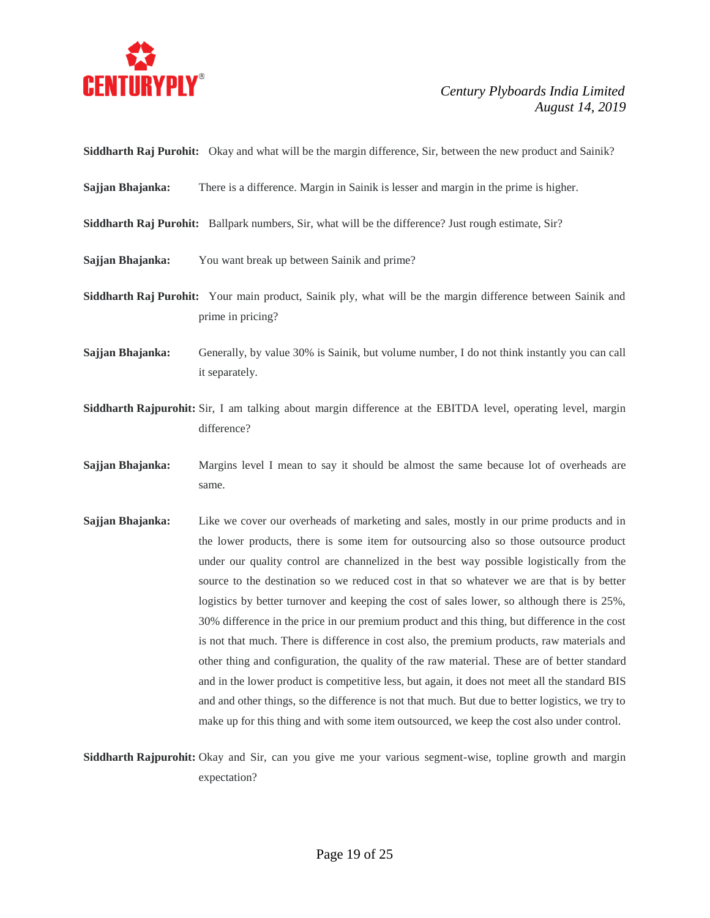**Siddharth Raj Purohit:** Okay and what will be the margin difference, Sir, between the new product and Sainik?

**Sajjan Bhajanka:** There is a difference. Margin in Sainik is lesser and margin in the prime is higher.

**Siddharth Raj Purohit:** Ballpark numbers, Sir, what will be the difference? Just rough estimate, Sir?

**Sajjan Bhajanka:** You want break up between Sainik and prime?

**Siddharth Raj Purohit:** Your main product, Sainik ply, what will be the margin difference between Sainik and prime in pricing?

**Sajjan Bhajanka:** Generally, by value 30% is Sainik, but volume number, I do not think instantly you can call it separately.

**Siddharth Rajpurohit:** Sir, I am talking about margin difference at the EBITDA level, operating level, margin difference?

**Sajjan Bhajanka:** Margins level I mean to say it should be almost the same because lot of overheads are same.

**Sajjan Bhajanka:** Like we cover our overheads of marketing and sales, mostly in our prime products and in the lower products, there is some item for outsourcing also so those outsource product under our quality control are channelized in the best way possible logistically from the source to the destination so we reduced cost in that so whatever we are that is by better logistics by better turnover and keeping the cost of sales lower, so although there is 25%, 30% difference in the price in our premium product and this thing, but difference in the cost is not that much. There is difference in cost also, the premium products, raw materials and other thing and configuration, the quality of the raw material. These are of better standard and in the lower product is competitive less, but again, it does not meet all the standard BIS and and other things, so the difference is not that much. But due to better logistics, we try to make up for this thing and with some item outsourced, we keep the cost also under control.

**Siddharth Rajpurohit:** Okay and Sir, can you give me your various segment-wise, topline growth and margin expectation?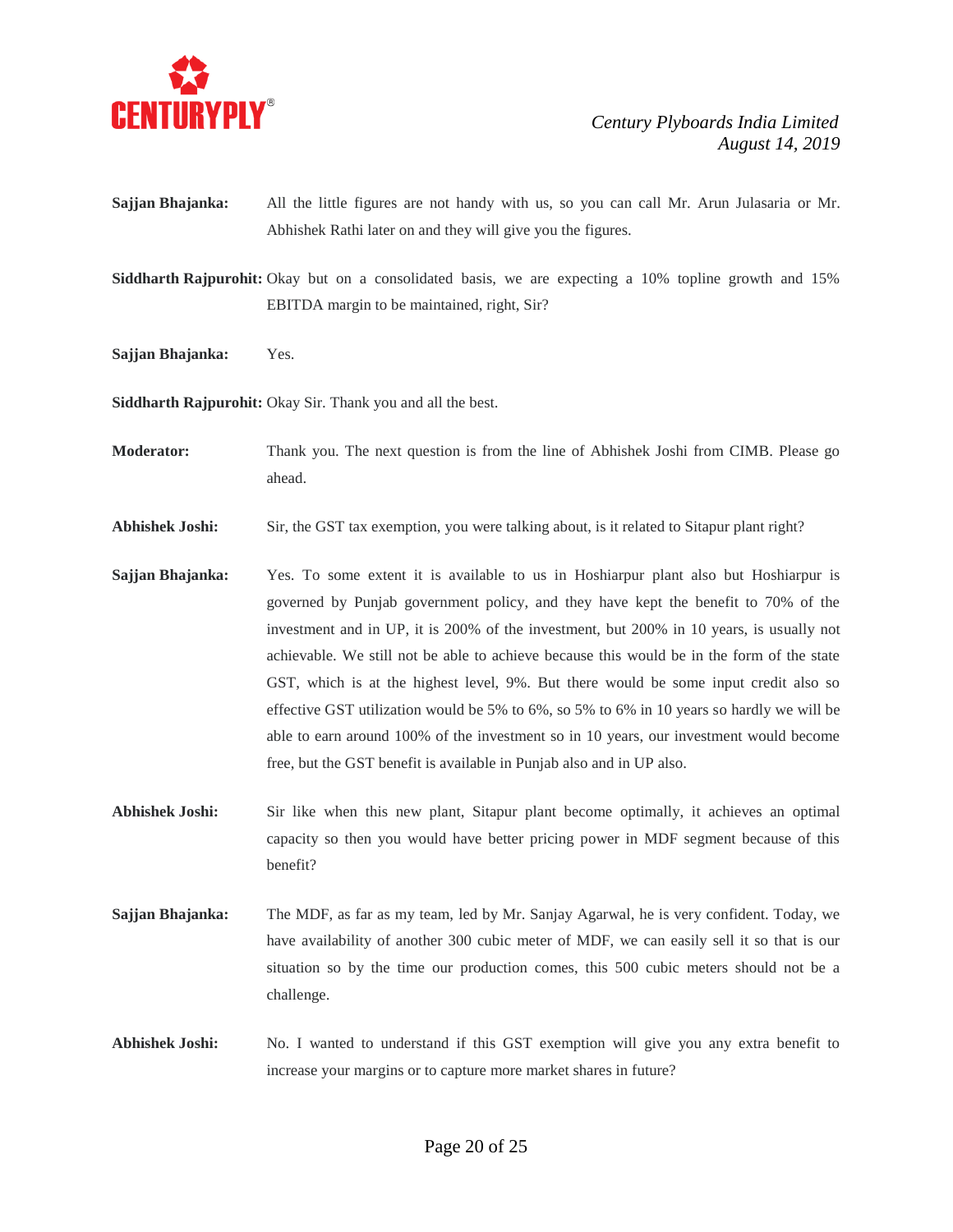**Sajjan Bhajanka:** All the little figures are not handy with us, so you can call Mr. Arun Julasaria or Mr. Abhishek Rathi later on and they will give you the figures.

**Siddharth Rajpurohit:** Okay but on a consolidated basis, we are expecting a 10% topline growth and 15% EBITDA margin to be maintained, right, Sir?

**Sajjan Bhajanka:** Yes.

**Siddharth Rajpurohit:** Okay Sir. Thank you and all the best.

**Moderator:** Thank you. The next question is from the line of Abhishek Joshi from CIMB. Please go ahead.

**Abhishek Joshi:** Sir, the GST tax exemption, you were talking about, is it related to Sitapur plant right?

**Sajjan Bhajanka:** Yes. To some extent it is available to us in Hoshiarpur plant also but Hoshiarpur is governed by Punjab government policy, and they have kept the benefit to 70% of the investment and in UP, it is 200% of the investment, but 200% in 10 years, is usually not achievable. We still not be able to achieve because this would be in the form of the state GST, which is at the highest level, 9%. But there would be some input credit also so effective GST utilization would be 5% to 6%, so 5% to 6% in 10 years so hardly we will be able to earn around 100% of the investment so in 10 years, our investment would become free, but the GST benefit is available in Punjab also and in UP also.

**Abhishek Joshi:** Sir like when this new plant, Sitapur plant become optimally, it achieves an optimal capacity so then you would have better pricing power in MDF segment because of this benefit?

**Sajjan Bhajanka:** The MDF, as far as my team, led by Mr. Sanjay Agarwal, he is very confident. Today, we have availability of another 300 cubic meter of MDF, we can easily sell it so that is our situation so by the time our production comes, this 500 cubic meters should not be a challenge.

**Abhishek Joshi:** No. I wanted to understand if this GST exemption will give you any extra benefit to increase your margins or to capture more market shares in future?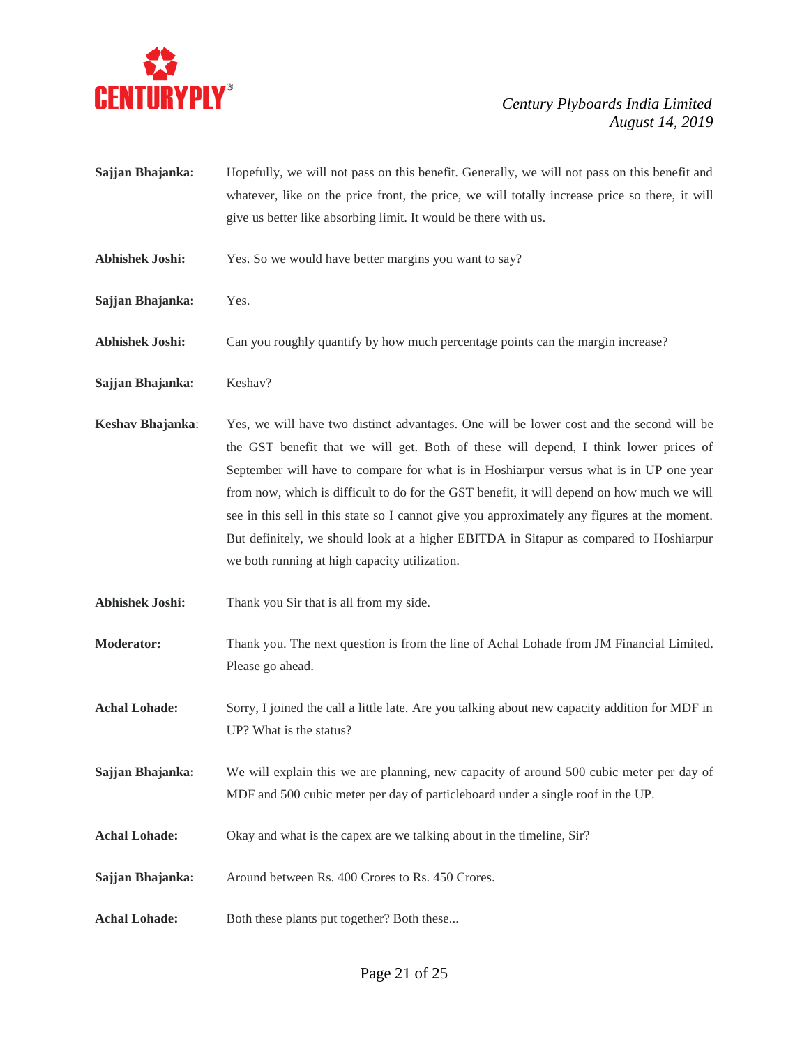**Sajjan Bhajanka:** Hopefully, we will not pass on this benefit. Generally, we will not pass on this benefit and whatever, like on the price front, the price, we will totally increase price so there, it will give us better like absorbing limit. It would be there with us.

**Abhishek Joshi:** Yes. So we would have better margins you want to say?

**Sajjan Bhajanka:** Yes.

**Abhishek Joshi:** Can you roughly quantify by how much percentage points can the margin increase?

**Sajjan Bhajanka:** Keshav?

**Keshav Bhajanka**: Yes, we will have two distinct advantages. One will be lower cost and the second will be the GST benefit that we will get. Both of these will depend, I think lower prices of September will have to compare for what is in Hoshiarpur versus what is in UP one year from now, which is difficult to do for the GST benefit, it will depend on how much we will see in this sell in this state so I cannot give you approximately any figures at the moment. But definitely, we should look at a higher EBITDA in Sitapur as compared to Hoshiarpur we both running at high capacity utilization.

**Abhishek Joshi:** Thank you Sir that is all from my side.

**Moderator:** Thank you. The next question is from the line of Achal Lohade from JM Financial Limited. Please go ahead.

**Achal Lohade:** Sorry, I joined the call a little late. Are you talking about new capacity addition for MDF in UP? What is the status?

**Sajjan Bhajanka:** We will explain this we are planning, new capacity of around 500 cubic meter per day of MDF and 500 cubic meter per day of particleboard under a single roof in the UP.

**Achal Lohade:** Okay and what is the capex are we talking about in the timeline, Sir?

**Sajjan Bhajanka:** Around between Rs. 400 Crores to Rs. 450 Crores.

**Achal Lohade:** Both these plants put together? Both these...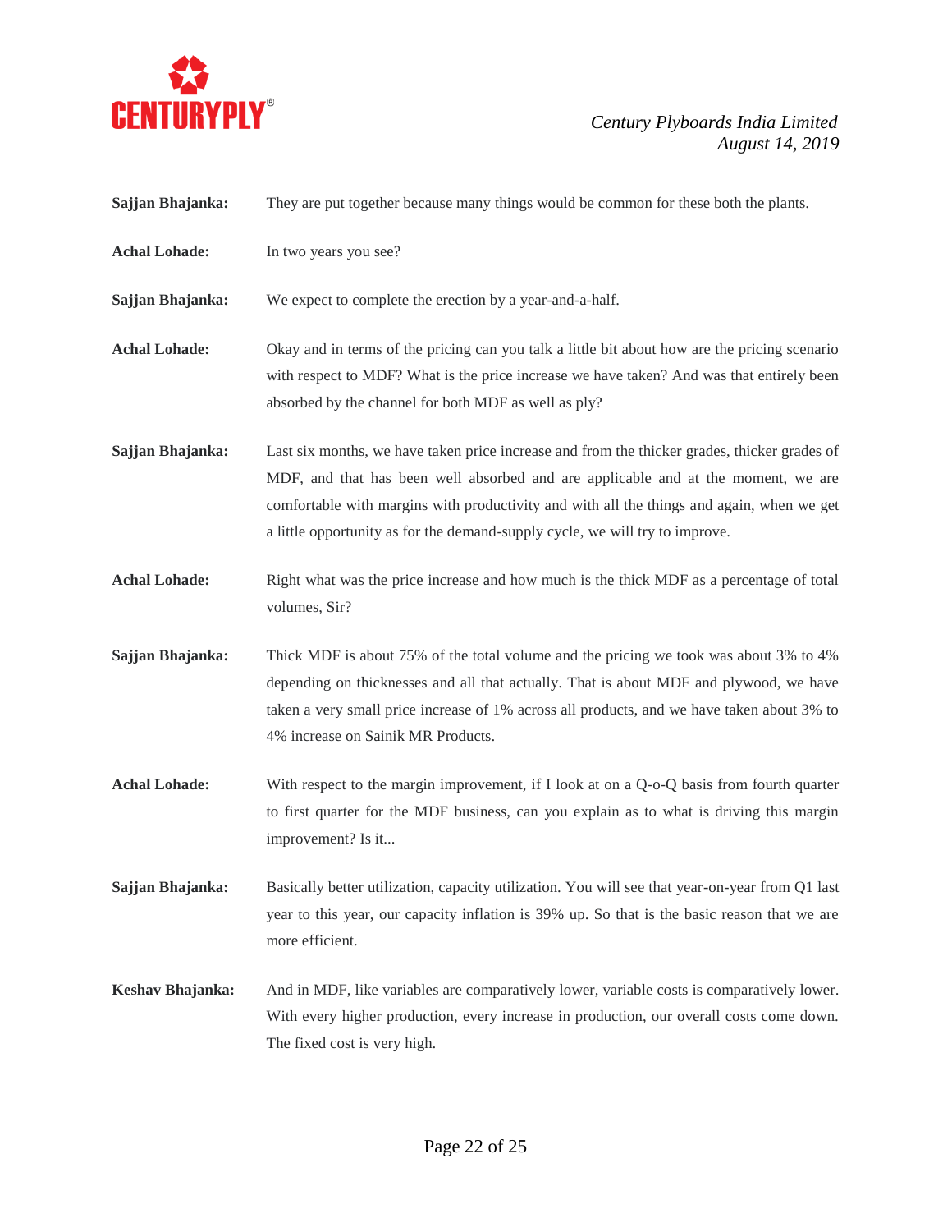**Sajjan Bhajanka:** They are put together because many things would be common for these both the plants.

**Achal Lohade:** In two years you see?

**Sajjan Bhajanka:** We expect to complete the erection by a year-and-a-half.

**Achal Lohade:** Okay and in terms of the pricing can you talk a little bit about how are the pricing scenario with respect to MDF? What is the price increase we have taken? And was that entirely been absorbed by the channel for both MDF as well as ply?

**Sajjan Bhajanka:** Last six months, we have taken price increase and from the thicker grades, thicker grades of MDF, and that has been well absorbed and are applicable and at the moment, we are comfortable with margins with productivity and with all the things and again, when we get a little opportunity as for the demand-supply cycle, we will try to improve.

**Achal Lohade:** Right what was the price increase and how much is the thick MDF as a percentage of total volumes, Sir?

**Sajjan Bhajanka:** Thick MDF is about 75% of the total volume and the pricing we took was about 3% to 4% depending on thicknesses and all that actually. That is about MDF and plywood, we have taken a very small price increase of 1% across all products, and we have taken about 3% to 4% increase on Sainik MR Products.

**Achal Lohade:** With respect to the margin improvement, if I look at on a Q-o-Q basis from fourth quarter to first quarter for the MDF business, can you explain as to what is driving this margin improvement? Is it...

**Sajjan Bhajanka:** Basically better utilization, capacity utilization. You will see that year-on-year from Q1 last year to this year, our capacity inflation is 39% up. So that is the basic reason that we are more efficient.

**Keshav Bhajanka:** And in MDF, like variables are comparatively lower, variable costs is comparatively lower. With every higher production, every increase in production, our overall costs come down. The fixed cost is very high.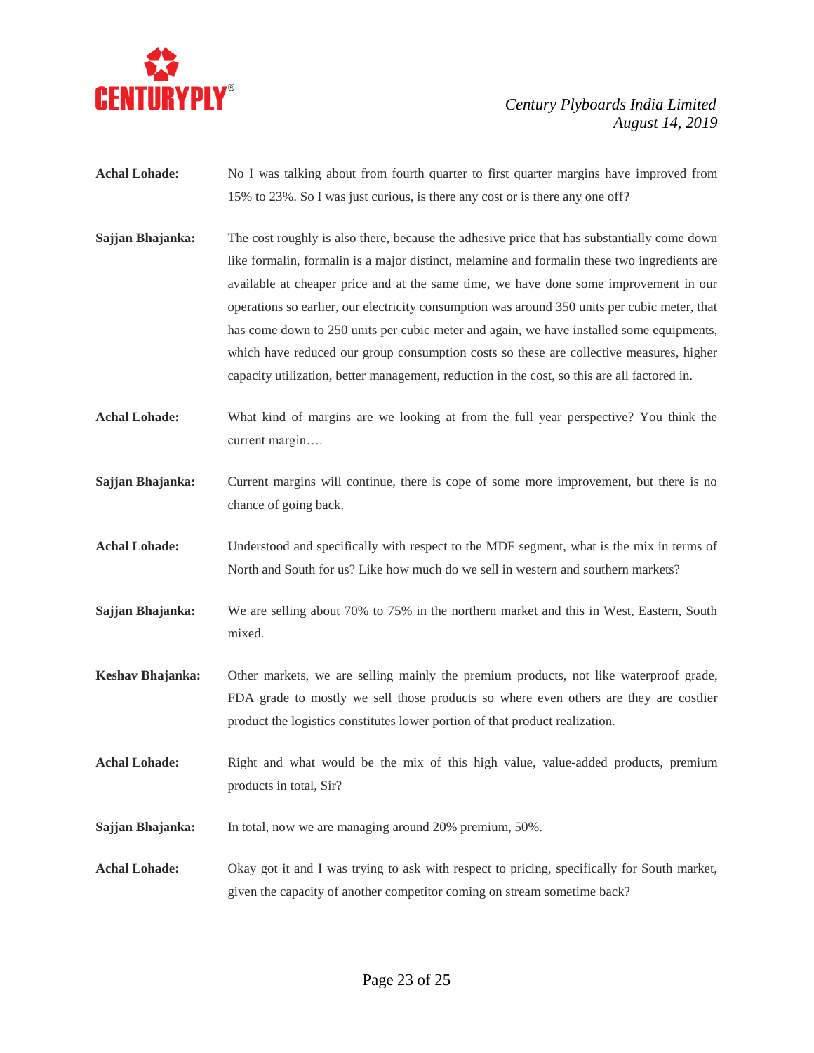**Achal Lohade:** No I was talking about from fourth quarter to first quarter margins have improved from 15% to 23%. So I was just curious, is there any cost or is there any one off?

**Sajjan Bhajanka:** The cost roughly is also there, because the adhesive price that has substantially come down like formalin, formalin is a major distinct, melamine and formalin these two ingredients are available at cheaper price and at the same time, we have done some improvement in our operations so earlier, our electricity consumption was around 350 units per cubic meter, that has come down to 250 units per cubic meter and again, we have installed some equipments, which have reduced our group consumption costs so these are collective measures, higher capacity utilization, better management, reduction in the cost, so this are all factored in.

**Achal Lohade:** What kind of margins are we looking at from the full year perspective? You think the current margin….

**Sajjan Bhajanka:** Current margins will continue, there is cope of some more improvement, but there is no chance of going back.

**Achal Lohade:** Understood and specifically with respect to the MDF segment, what is the mix in terms of North and South for us? Like how much do we sell in western and southern markets?

**Sajjan Bhajanka:** We are selling about 70% to 75% in the northern market and this in West, Eastern, South mixed.

**Keshav Bhajanka:** Other markets, we are selling mainly the premium products, not like waterproof grade, FDA grade to mostly we sell those products so where even others are they are costlier product the logistics constitutes lower portion of that product realization.

**Achal Lohade:** Right and what would be the mix of this high value, value-added products, premium products in total, Sir?

**Sajjan Bhajanka:** In total, now we are managing around 20% premium, 50%.

**Achal Lohade:** Okay got it and I was trying to ask with respect to pricing, specifically for South market, given the capacity of another competitor coming on stream sometime back?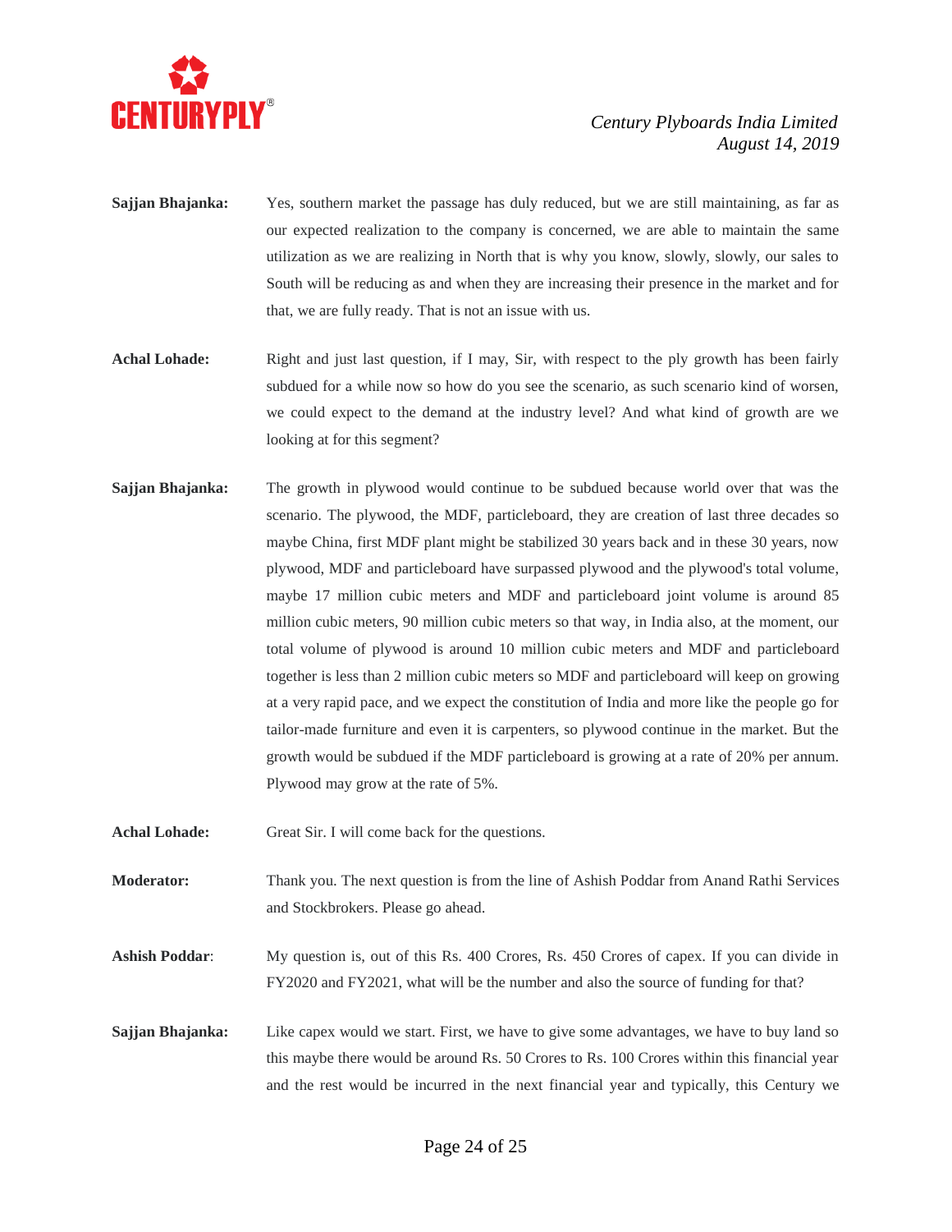**Sajjan Bhajanka:** Yes, southern market the passage has duly reduced, but we are still maintaining, as far as our expected realization to the company is concerned, we are able to maintain the same utilization as we are realizing in North that is why you know, slowly, slowly, our sales to South will be reducing as and when they are increasing their presence in the market and for that, we are fully ready. That is not an issue with us.

**Achal Lohade:** Right and just last question, if I may, Sir, with respect to the ply growth has been fairly subdued for a while now so how do you see the scenario, as such scenario kind of worsen, we could expect to the demand at the industry level? And what kind of growth are we looking at for this segment?

**Sajjan Bhajanka:** The growth in plywood would continue to be subdued because world over that was the scenario. The plywood, the MDF, particleboard, they are creation of last three decades so maybe China, first MDF plant might be stabilized 30 years back and in these 30 years, now plywood, MDF and particleboard have surpassed plywood and the plywood's total volume, maybe 17 million cubic meters and MDF and particleboard joint volume is around 85 million cubic meters, 90 million cubic meters so that way, in India also, at the moment, our total volume of plywood is around 10 million cubic meters and MDF and particleboard together is less than 2 million cubic meters so MDF and particleboard will keep on growing at a very rapid pace, and we expect the constitution of India and more like the people go for tailor-made furniture and even it is carpenters, so plywood continue in the market. But the growth would be subdued if the MDF particleboard is growing at a rate of 20% per annum. Plywood may grow at the rate of 5%.

**Achal Lohade:** Great Sir. I will come back for the questions.

**Moderator:** Thank you. The next question is from the line of Ashish Poddar from Anand Rathi Services and Stockbrokers. Please go ahead.

**Ashish Poddar**: My question is, out of this Rs. 400 Crores, Rs. 450 Crores of capex. If you can divide in FY2020 and FY2021, what will be the number and also the source of funding for that?

**Sajjan Bhajanka:** Like capex would we start. First, we have to give some advantages, we have to buy land so this maybe there would be around Rs. 50 Crores to Rs. 100 Crores within this financial year and the rest would be incurred in the next financial year and typically, this Century we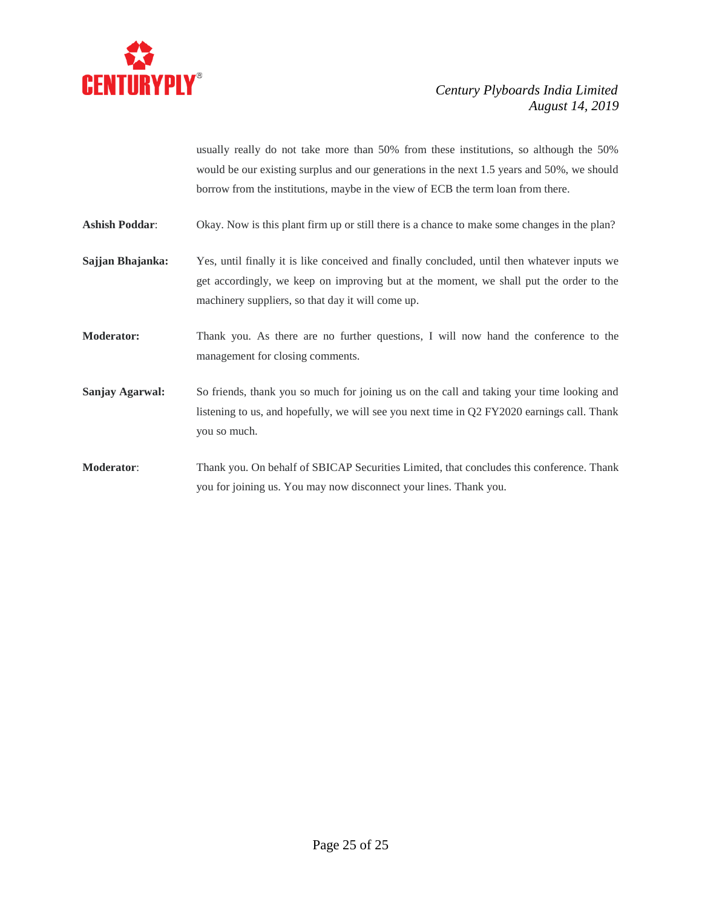usually really do not take more than 50% from these institutions, so although the 50% would be our existing surplus and our generations in the next 1.5 years and 50%, we should borrow from the institutions, maybe in the view of ECB the term loan from there.

**Ashish Poddar**: Okay. Now is this plant firm up or still there is a chance to make some changes in the plan?

**Sajjan Bhajanka:** Yes, until finally it is like conceived and finally concluded, until then whatever inputs we get accordingly, we keep on improving but at the moment, we shall put the order to the machinery suppliers, so that day it will come up.

**Moderator:** Thank you. As there are no further questions, I will now hand the conference to the management for closing comments.

**Sanjay Agarwal:** So friends, thank you so much for joining us on the call and taking your time looking and listening to us, and hopefully, we will see you next time in Q2 FY2020 earnings call. Thank you so much.

**Moderator**: Thank you. On behalf of SBICAP Securities Limited, that concludes this conference. Thank you for joining us. You may now disconnect your lines. Thank you.